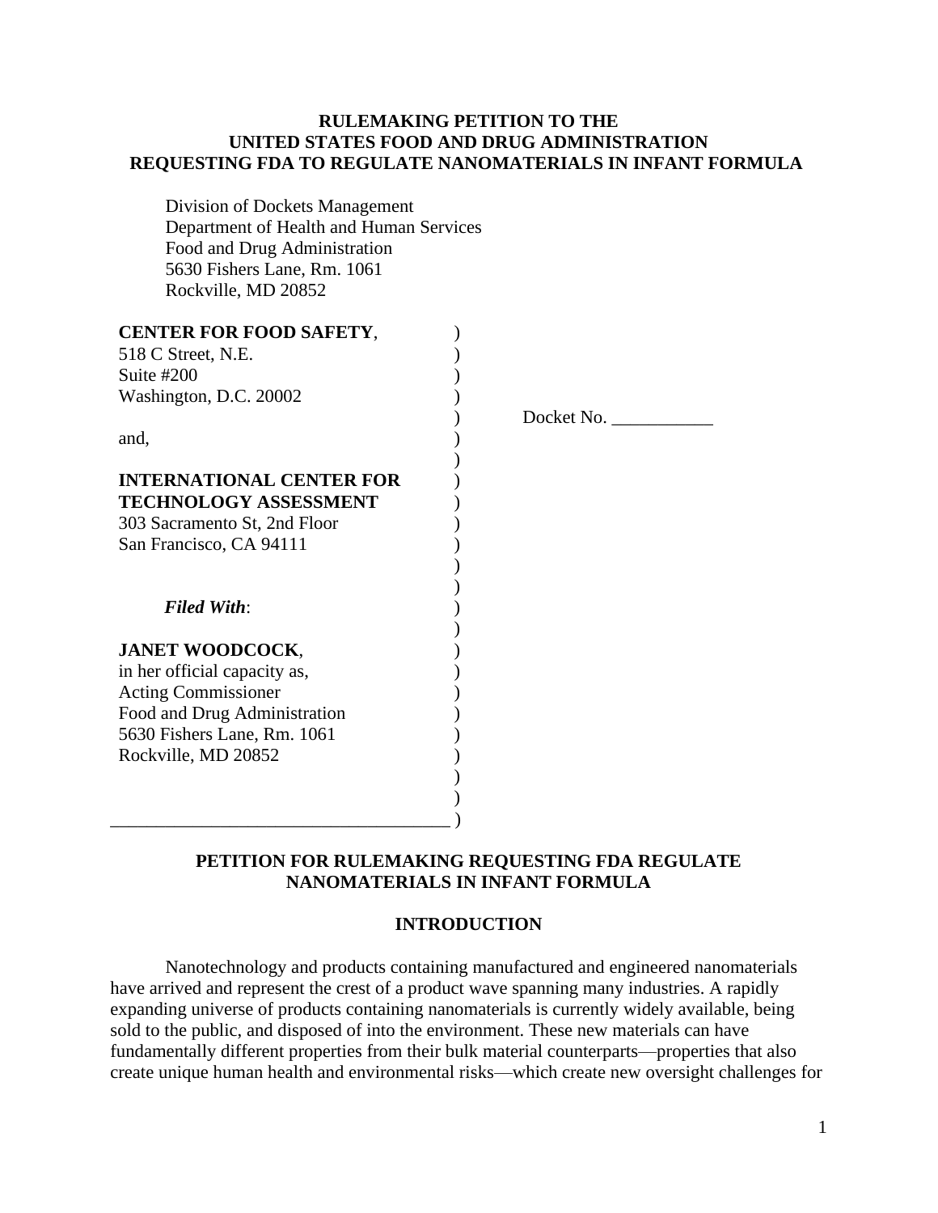**RULEMAKING PETITION TO THE UNITED STATES FOOD AND DRUG ADMINISTRATION REQUESTING FDA TO REGULATE NANOMATERIALS IN INFANT FORMULA**

Division of Dockets Management
Department of Health and Human Services
Food and Drug Administration
5630 Fishers Lane, Rm. 1061
Rockville, MD 20852

**CENTER FOR FOOD SAFETY**,
518 C Street, N.E.
Suite #200
Washington, D.C. 20002

and,

**INTERNATIONAL CENTER FOR TECHNOLOGY ASSESSMENT**
303 Sacramento St, 2nd Floor
San Francisco, CA 94111

***Filed With***:

**JANET WOODCOCK**,
in her official capacity as,
Acting Commissioner
Food and Drug Administration
5630 Fishers Lane, Rm. 1061
Rockville, MD 20852

Docket No. ___________

## PETITION FOR RULEMAKING REQUESTING FDA REGULATE NANOMATERIALS IN INFANT FORMULA

### INTRODUCTION

Nanotechnology and products containing manufactured and engineered nanomaterials have arrived and represent the crest of a product wave spanning many industries. A rapidly expanding universe of products containing nanomaterials is currently widely available, being sold to the public, and disposed of into the environment. These new materials can have fundamentally different properties from their bulk material counterparts—properties that also create unique human health and environmental risks—which create new oversight challenges for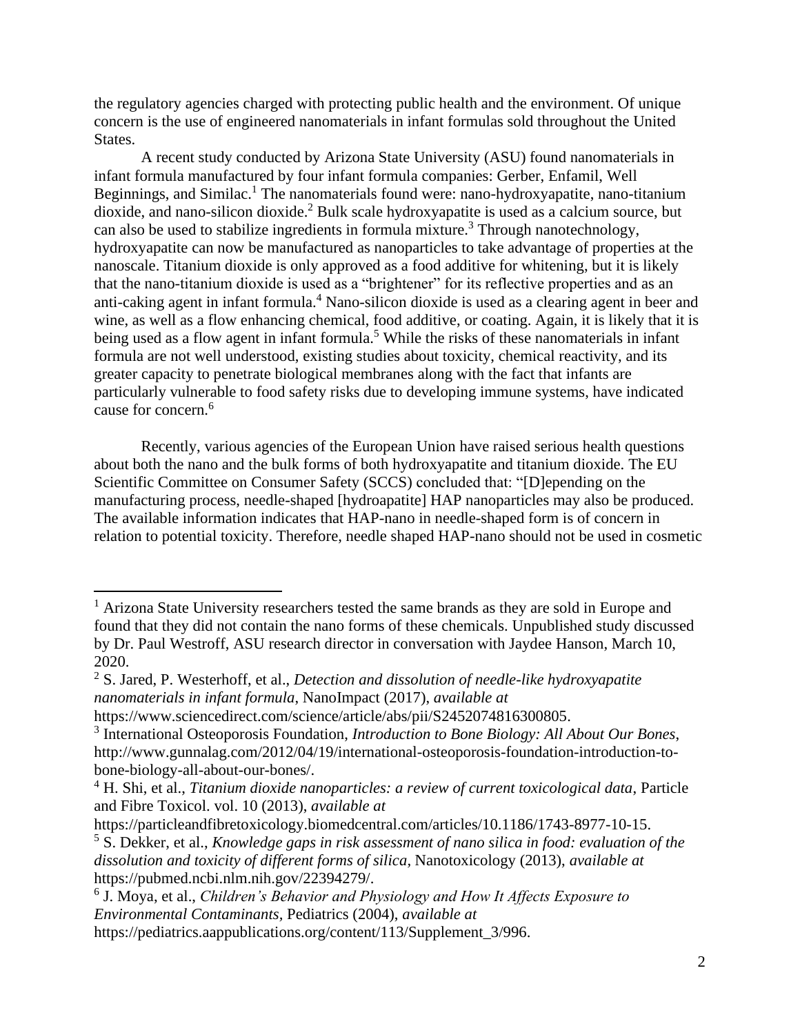the regulatory agencies charged with protecting public health and the environment. Of unique concern is the use of engineered nanomaterials in infant formulas sold throughout the United States.

A recent study conducted by Arizona State University (ASU) found nanomaterials in infant formula manufactured by four infant formula companies: Gerber, Enfamil, Well Beginnings, and Similac.[1] The nanomaterials found were: nano-hydroxyapatite, nano-titanium dioxide, and nano-silicon dioxide.[2] Bulk scale hydroxyapatite is used as a calcium source, but can also be used to stabilize ingredients in formula mixture.[3] Through nanotechnology, hydroxyapatite can now be manufactured as nanoparticles to take advantage of properties at the nanoscale. Titanium dioxide is only approved as a food additive for whitening, but it is likely that the nano-titanium dioxide is used as a "brightener" for its reflective properties and as an anti-caking agent in infant formula.[4] Nano-silicon dioxide is used as a clearing agent in beer and wine, as well as a flow enhancing chemical, food additive, or coating. Again, it is likely that it is being used as a flow agent in infant formula.[5] While the risks of these nanomaterials in infant formula are not well understood, existing studies about toxicity, chemical reactivity, and its greater capacity to penetrate biological membranes along with the fact that infants are particularly vulnerable to food safety risks due to developing immune systems, have indicated cause for concern.[6]

Recently, various agencies of the European Union have raised serious health questions about both the nano and the bulk forms of both hydroxyapatite and titanium dioxide. The EU Scientific Committee on Consumer Safety (SCCS) concluded that: "[D]epending on the manufacturing process, needle-shaped [hydroapatite] HAP nanoparticles may also be produced. The available information indicates that HAP-nano in needle-shaped form is of concern in relation to potential toxicity. Therefore, needle shaped HAP-nano should not be used in cosmetic

---

[1] Arizona State University researchers tested the same brands as they are sold in Europe and found that they did not contain the nano forms of these chemicals. Unpublished study discussed by Dr. Paul Westroff, ASU research director in conversation with Jaydee Hanson, March 10, 2020.

[2] S. Jared, P. Westerhoff, et al., *Detection and dissolution of needle-like hydroxyapatite nanomaterials in infant formula*, NanoImpact (2017), *available at* https://www.sciencedirect.com/science/article/abs/pii/S2452074816300805.

[3] International Osteoporosis Foundation, *Introduction to Bone Biology: All About Our Bones*, http://www.gunnalag.com/2012/04/19/international-osteoporosis-foundation-introduction-to-bone-biology-all-about-our-bones/.

[4] H. Shi, et al., *Titanium dioxide nanoparticles: a review of current toxicological data*, Particle and Fibre Toxicol. vol. 10 (2013), *available at* https://particleandfibretoxicology.biomedcentral.com/articles/10.1186/1743-8977-10-15.

[5] S. Dekker, et al., *Knowledge gaps in risk assessment of nano silica in food: evaluation of the dissolution and toxicity of different forms of silica,* Nanotoxicology (2013), *available at* https://pubmed.ncbi.nlm.nih.gov/22394279/.

[6] J. Moya, et al., *Children's Behavior and Physiology and How It Affects Exposure to Environmental Contaminants,* Pediatrics (2004), *available at* https://pediatrics.aappublications.org/content/113/Supplement_3/996.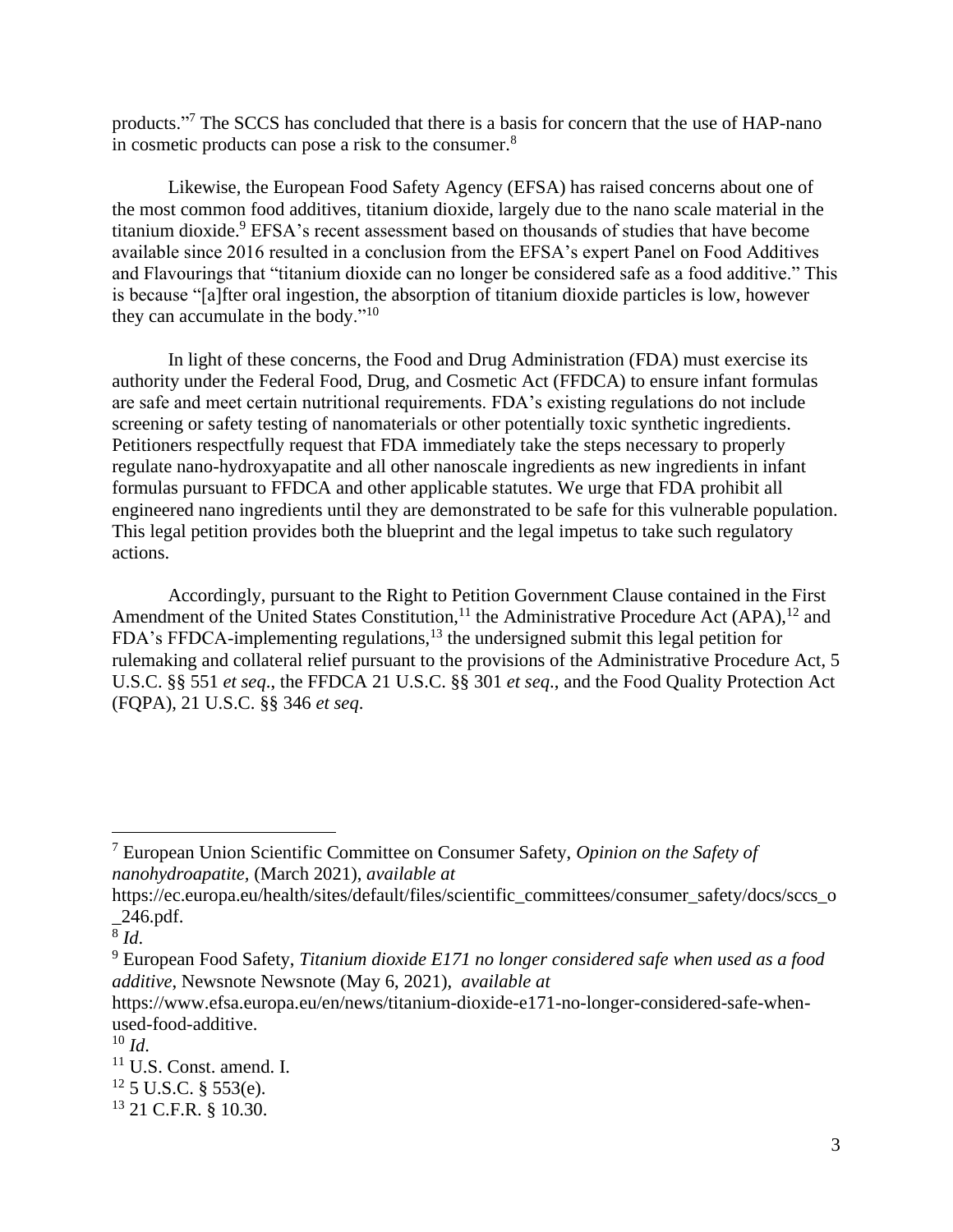products."[7] The SCCS has concluded that there is a basis for concern that the use of HAP-nano in cosmetic products can pose a risk to the consumer.[8]

Likewise, the European Food Safety Agency (EFSA) has raised concerns about one of the most common food additives, titanium dioxide, largely due to the nano scale material in the titanium dioxide.[9] EFSA's recent assessment based on thousands of studies that have become available since 2016 resulted in a conclusion from the EFSA's expert Panel on Food Additives and Flavourings that "titanium dioxide can no longer be considered safe as a food additive." This is because "[a]fter oral ingestion, the absorption of titanium dioxide particles is low, however they can accumulate in the body."[10]

In light of these concerns, the Food and Drug Administration (FDA) must exercise its authority under the Federal Food, Drug, and Cosmetic Act (FFDCA) to ensure infant formulas are safe and meet certain nutritional requirements. FDA's existing regulations do not include screening or safety testing of nanomaterials or other potentially toxic synthetic ingredients. Petitioners respectfully request that FDA immediately take the steps necessary to properly regulate nano-hydroxyapatite and all other nanoscale ingredients as new ingredients in infant formulas pursuant to FFDCA and other applicable statutes. We urge that FDA prohibit all engineered nano ingredients until they are demonstrated to be safe for this vulnerable population. This legal petition provides both the blueprint and the legal impetus to take such regulatory actions.

Accordingly, pursuant to the Right to Petition Government Clause contained in the First Amendment of the United States Constitution,[11] the Administrative Procedure Act (APA),[12] and FDA's FFDCA-implementing regulations,[13] the undersigned submit this legal petition for rulemaking and collateral relief pursuant to the provisions of the Administrative Procedure Act, 5 U.S.C. §§ 551 *et seq*., the FFDCA 21 U.S.C. §§ 301 *et seq*., and the Food Quality Protection Act (FQPA), 21 U.S.C. §§ 346 *et seq*.

---

[7] European Union Scientific Committee on Consumer Safety, *Opinion on the Safety of nanohydroapatite,* (March 2021), *available at* https://ec.europa.eu/health/sites/default/files/scientific_committees/consumer_safety/docs/sccs_o_246.pdf.

[8] *Id*.

[9] European Food Safety, *Titanium dioxide E171 no longer considered safe when used as a food additive*, Newsnote Newsnote (May 6, 2021), *available at* https://www.efsa.europa.eu/en/news/titanium-dioxide-e171-no-longer-considered-safe-when-used-food-additive.

[10] *Id*.

[11] U.S. Const. amend. I.

[12] 5 U.S.C. § 553(e).

[13] 21 C.F.R. § 10.30.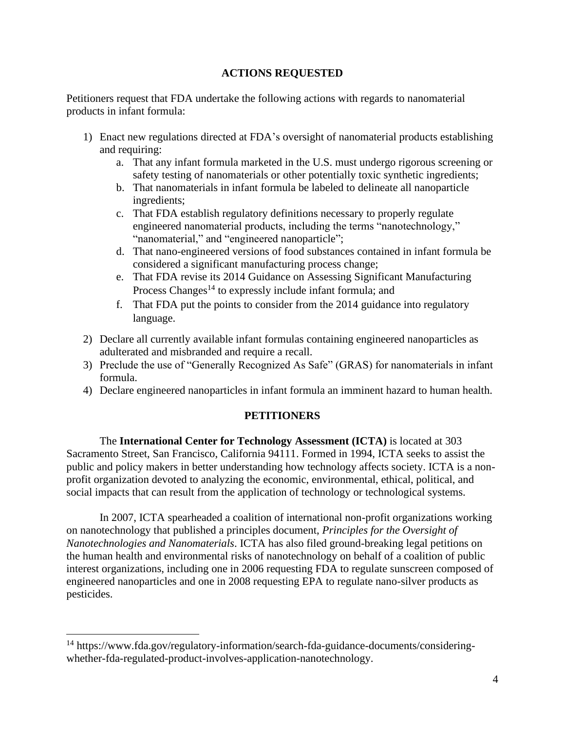## ACTIONS REQUESTED

Petitioners request that FDA undertake the following actions with regards to nanomaterial products in infant formula:

1) Enact new regulations directed at FDA's oversight of nanomaterial products establishing and requiring:
   a. That any infant formula marketed in the U.S. must undergo rigorous screening or safety testing of nanomaterials or other potentially toxic synthetic ingredients;
   b. That nanomaterials in infant formula be labeled to delineate all nanoparticle ingredients;
   c. That FDA establish regulatory definitions necessary to properly regulate engineered nanomaterial products, including the terms "nanotechnology," "nanomaterial," and "engineered nanoparticle";
   d. That nano-engineered versions of food substances contained in infant formula be considered a significant manufacturing process change;
   e. That FDA revise its 2014 Guidance on Assessing Significant Manufacturing Process Changes[14] to expressly include infant formula; and
   f. That FDA put the points to consider from the 2014 guidance into regulatory language.
2) Declare all currently available infant formulas containing engineered nanoparticles as adulterated and misbranded and require a recall.
3) Preclude the use of "Generally Recognized As Safe" (GRAS) for nanomaterials in infant formula.
4) Declare engineered nanoparticles in infant formula an imminent hazard to human health.

## PETITIONERS

The **International Center for Technology Assessment (ICTA)** is located at 303 Sacramento Street, San Francisco, California 94111. Formed in 1994, ICTA seeks to assist the public and policy makers in better understanding how technology affects society. ICTA is a non-profit organization devoted to analyzing the economic, environmental, ethical, political, and social impacts that can result from the application of technology or technological systems.

In 2007, ICTA spearheaded a coalition of international non-profit organizations working on nanotechnology that published a principles document, *Principles for the Oversight of Nanotechnologies and Nanomaterials*. ICTA has also filed ground-breaking legal petitions on the human health and environmental risks of nanotechnology on behalf of a coalition of public interest organizations, including one in 2006 requesting FDA to regulate sunscreen composed of engineered nanoparticles and one in 2008 requesting EPA to regulate nano-silver products as pesticides.

---

[14] https://www.fda.gov/regulatory-information/search-fda-guidance-documents/considering-whether-fda-regulated-product-involves-application-nanotechnology.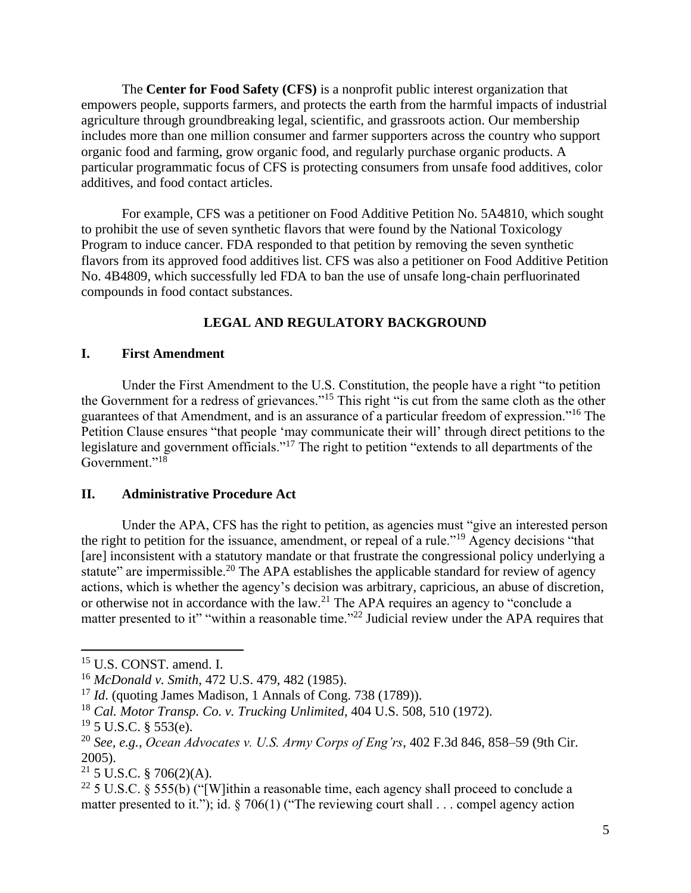The **Center for Food Safety (CFS)** is a nonprofit public interest organization that empowers people, supports farmers, and protects the earth from the harmful impacts of industrial agriculture through groundbreaking legal, scientific, and grassroots action. Our membership includes more than one million consumer and farmer supporters across the country who support organic food and farming, grow organic food, and regularly purchase organic products. A particular programmatic focus of CFS is protecting consumers from unsafe food additives, color additives, and food contact articles.

For example, CFS was a petitioner on Food Additive Petition No. 5A4810, which sought to prohibit the use of seven synthetic flavors that were found by the National Toxicology Program to induce cancer. FDA responded to that petition by removing the seven synthetic flavors from its approved food additives list. CFS was also a petitioner on Food Additive Petition No. 4B4809, which successfully led FDA to ban the use of unsafe long-chain perfluorinated compounds in food contact substances.

## LEGAL AND REGULATORY BACKGROUND

### I. First Amendment

Under the First Amendment to the U.S. Constitution, the people have a right "to petition the Government for a redress of grievances."[15] This right "is cut from the same cloth as the other guarantees of that Amendment, and is an assurance of a particular freedom of expression."[16] The Petition Clause ensures "that people 'may communicate their will' through direct petitions to the legislature and government officials."[17] The right to petition "extends to all departments of the Government."[18]

### II. Administrative Procedure Act

Under the APA, CFS has the right to petition, as agencies must "give an interested person the right to petition for the issuance, amendment, or repeal of a rule."[19] Agency decisions "that [are] inconsistent with a statutory mandate or that frustrate the congressional policy underlying a statute" are impermissible.[20] The APA establishes the applicable standard for review of agency actions, which is whether the agency's decision was arbitrary, capricious, an abuse of discretion, or otherwise not in accordance with the law.[21] The APA requires an agency to "conclude a matter presented to it" "within a reasonable time."[22] Judicial review under the APA requires that

---

[15] U.S. CONST. amend. I.

[16] *McDonald v. Smith*, 472 U.S. 479, 482 (1985).

[17] *Id*. (quoting James Madison, 1 Annals of Cong. 738 (1789)).

[18] *Cal. Motor Transp. Co. v. Trucking Unlimited*, 404 U.S. 508, 510 (1972).

[19] 5 U.S.C. § 553(e).

[20] *See, e.g., Ocean Advocates v. U.S. Army Corps of Eng'rs*, 402 F.3d 846, 858–59 (9th Cir. 2005).

[21] 5 U.S.C. § 706(2)(A).

[22] 5 U.S.C. § 555(b) ("[W]ithin a reasonable time, each agency shall proceed to conclude a matter presented to it."); id. § 706(1) ("The reviewing court shall . . . compel agency action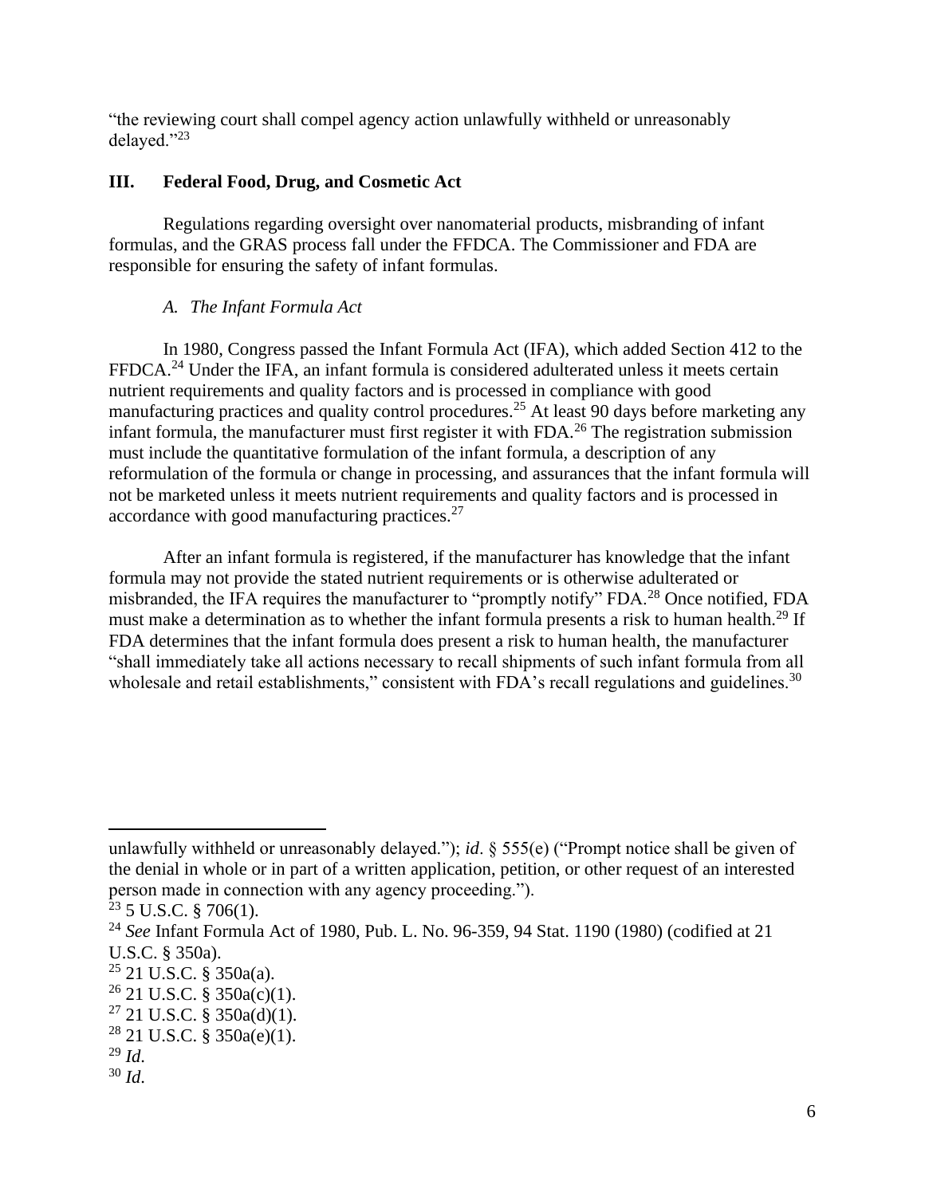"the reviewing court shall compel agency action unlawfully withheld or unreasonably delayed."[23]

## III. Federal Food, Drug, and Cosmetic Act

Regulations regarding oversight over nanomaterial products, misbranding of infant formulas, and the GRAS process fall under the FFDCA. The Commissioner and FDA are responsible for ensuring the safety of infant formulas.

### *A. The Infant Formula Act*

In 1980, Congress passed the Infant Formula Act (IFA), which added Section 412 to the FFDCA.[24] Under the IFA, an infant formula is considered adulterated unless it meets certain nutrient requirements and quality factors and is processed in compliance with good manufacturing practices and quality control procedures.[25] At least 90 days before marketing any infant formula, the manufacturer must first register it with FDA.[26] The registration submission must include the quantitative formulation of the infant formula, a description of any reformulation of the formula or change in processing, and assurances that the infant formula will not be marketed unless it meets nutrient requirements and quality factors and is processed in accordance with good manufacturing practices.[27]

After an infant formula is registered, if the manufacturer has knowledge that the infant formula may not provide the stated nutrient requirements or is otherwise adulterated or misbranded, the IFA requires the manufacturer to "promptly notify" FDA.[28] Once notified, FDA must make a determination as to whether the infant formula presents a risk to human health.[29] If FDA determines that the infant formula does present a risk to human health, the manufacturer "shall immediately take all actions necessary to recall shipments of such infant formula from all wholesale and retail establishments," consistent with FDA's recall regulations and guidelines.[30]

---

unlawfully withheld or unreasonably delayed."); *id*. § 555(e) ("Prompt notice shall be given of the denial in whole or in part of a written application, petition, or other request of an interested person made in connection with any agency proceeding.").

[23] 5 U.S.C. § 706(1).

[24] *See* Infant Formula Act of 1980, Pub. L. No. 96-359, 94 Stat. 1190 (1980) (codified at 21 U.S.C. § 350a).

[25] 21 U.S.C. § 350a(a).

[26] 21 U.S.C. § 350a(c)(1).

[27] 21 U.S.C. § 350a(d)(1).

[28] 21 U.S.C. § 350a(e)(1).

[29] *Id*.

[30] *Id*.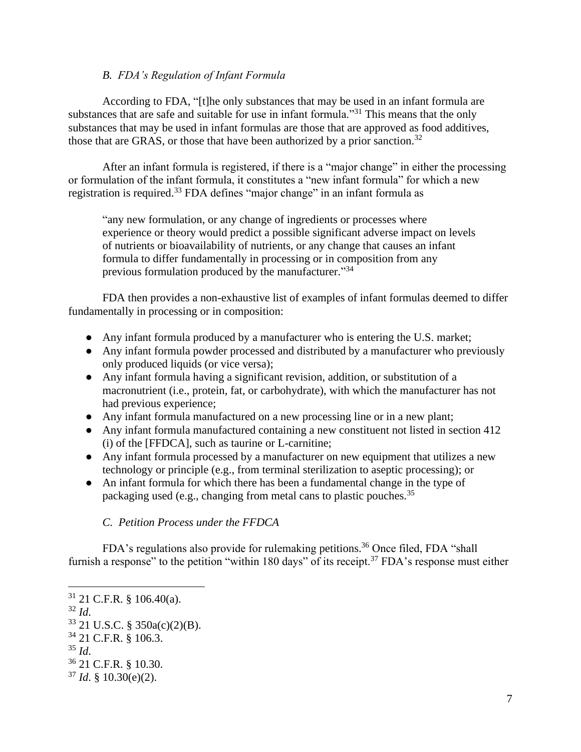### *B. FDA's Regulation of Infant Formula*

According to FDA, "[t]he only substances that may be used in an infant formula are substances that are safe and suitable for use in infant formula."[31] This means that the only substances that may be used in infant formulas are those that are approved as food additives, those that are GRAS, or those that have been authorized by a prior sanction.[32]

After an infant formula is registered, if there is a "major change" in either the processing or formulation of the infant formula, it constitutes a "new infant formula" for which a new registration is required.[33] FDA defines "major change" in an infant formula as

> "any new formulation, or any change of ingredients or processes where experience or theory would predict a possible significant adverse impact on levels of nutrients or bioavailability of nutrients, or any change that causes an infant formula to differ fundamentally in processing or in composition from any previous formulation produced by the manufacturer."[34]

FDA then provides a non-exhaustive list of examples of infant formulas deemed to differ fundamentally in processing or in composition:

- Any infant formula produced by a manufacturer who is entering the U.S. market;
- Any infant formula powder processed and distributed by a manufacturer who previously only produced liquids (or vice versa);
- Any infant formula having a significant revision, addition, or substitution of a macronutrient (i.e., protein, fat, or carbohydrate), with which the manufacturer has not had previous experience;
- Any infant formula manufactured on a new processing line or in a new plant;
- Any infant formula manufactured containing a new constituent not listed in section 412 (i) of the [FFDCA], such as taurine or L-carnitine;
- Any infant formula processed by a manufacturer on new equipment that utilizes a new technology or principle (e.g., from terminal sterilization to aseptic processing); or
- An infant formula for which there has been a fundamental change in the type of packaging used (e.g., changing from metal cans to plastic pouches.[35]

### *C. Petition Process under the FFDCA*

FDA's regulations also provide for rulemaking petitions.[36] Once filed, FDA "shall furnish a response" to the petition "within 180 days" of its receipt.[37] FDA's response must either

---

[31] 21 C.F.R. § 106.40(a).

[32] *Id*.

[33] 21 U.S.C. § 350a(c)(2)(B).

[34] 21 C.F.R. § 106.3.

[35] *Id*.

[36] 21 C.F.R. § 10.30.

[37] *Id*. § 10.30(e)(2).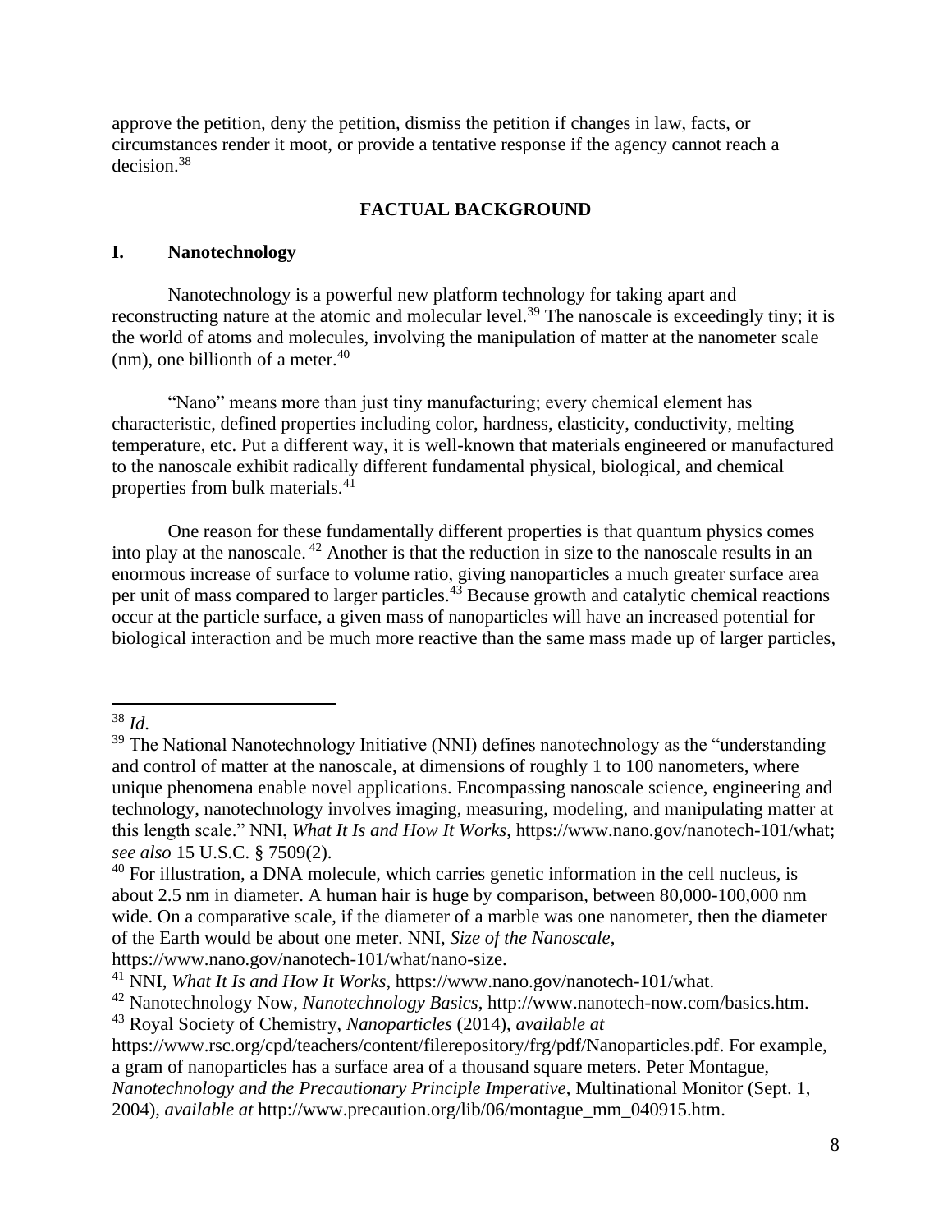approve the petition, deny the petition, dismiss the petition if changes in law, facts, or circumstances render it moot, or provide a tentative response if the agency cannot reach a decision.[38]

## FACTUAL BACKGROUND

### I. Nanotechnology

Nanotechnology is a powerful new platform technology for taking apart and reconstructing nature at the atomic and molecular level.[39] The nanoscale is exceedingly tiny; it is the world of atoms and molecules, involving the manipulation of matter at the nanometer scale (nm), one billionth of a meter.[40]

"Nano" means more than just tiny manufacturing; every chemical element has characteristic, defined properties including color, hardness, elasticity, conductivity, melting temperature, etc. Put a different way, it is well-known that materials engineered or manufactured to the nanoscale exhibit radically different fundamental physical, biological, and chemical properties from bulk materials.[41]

One reason for these fundamentally different properties is that quantum physics comes into play at the nanoscale.[42] Another is that the reduction in size to the nanoscale results in an enormous increase of surface to volume ratio, giving nanoparticles a much greater surface area per unit of mass compared to larger particles.[43] Because growth and catalytic chemical reactions occur at the particle surface, a given mass of nanoparticles will have an increased potential for biological interaction and be much more reactive than the same mass made up of larger particles,

---

[38] *Id*.

[39] The National Nanotechnology Initiative (NNI) defines nanotechnology as the "understanding and control of matter at the nanoscale, at dimensions of roughly 1 to 100 nanometers, where unique phenomena enable novel applications. Encompassing nanoscale science, engineering and technology, nanotechnology involves imaging, measuring, modeling, and manipulating matter at this length scale." NNI, *What It Is and How It Works*, https://www.nano.gov/nanotech-101/what; *see also* 15 U.S.C. § 7509(2).

[40] For illustration, a DNA molecule, which carries genetic information in the cell nucleus, is about 2.5 nm in diameter. A human hair is huge by comparison, between 80,000-100,000 nm wide. On a comparative scale, if the diameter of a marble was one nanometer, then the diameter of the Earth would be about one meter. NNI, *Size of the Nanoscale*, https://www.nano.gov/nanotech-101/what/nano-size.

[41] NNI, *What It Is and How It Works*, https://www.nano.gov/nanotech-101/what.

[42] Nanotechnology Now, *Nanotechnology Basics*, http://www.nanotech-now.com/basics.htm.

[43] Royal Society of Chemistry, *Nanoparticles* (2014), *available at* https://www.rsc.org/cpd/teachers/content/filerepository/frg/pdf/Nanoparticles.pdf. For example, a gram of nanoparticles has a surface area of a thousand square meters. Peter Montague, *Nanotechnology and the Precautionary Principle Imperative*, Multinational Monitor (Sept. 1, 2004), *available at* http://www.precaution.org/lib/06/montague_mm_040915.htm.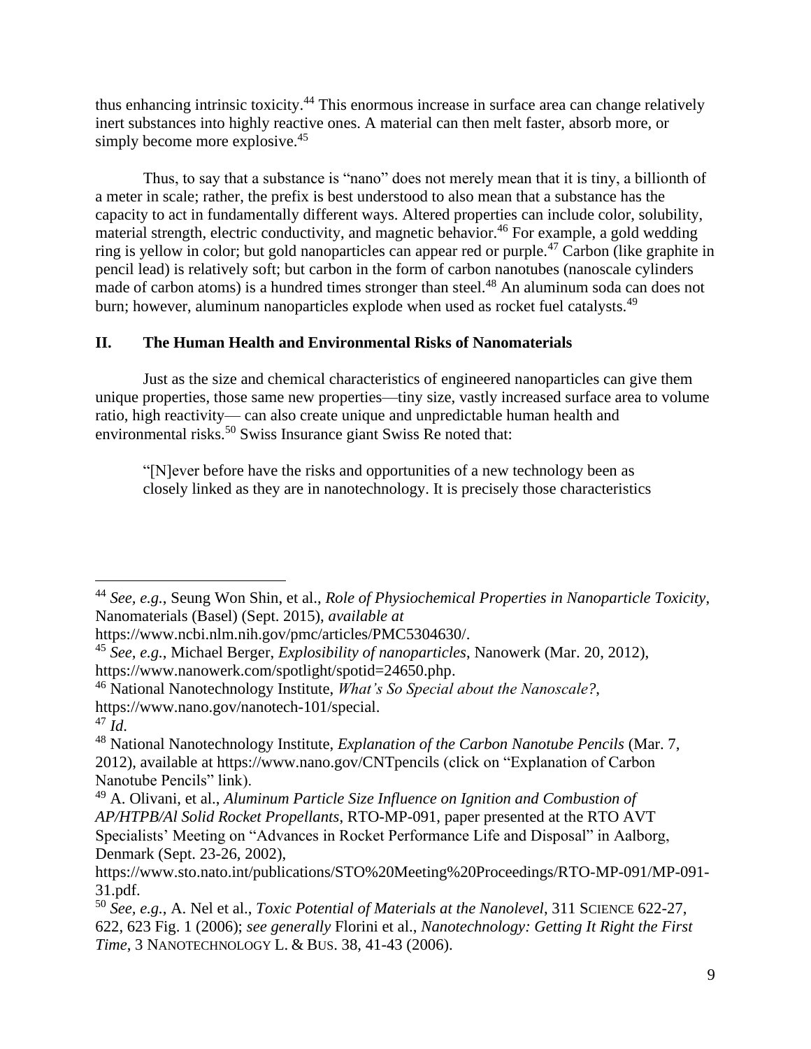thus enhancing intrinsic toxicity.[44] This enormous increase in surface area can change relatively inert substances into highly reactive ones. A material can then melt faster, absorb more, or simply become more explosive.[45]

Thus, to say that a substance is "nano" does not merely mean that it is tiny, a billionth of a meter in scale; rather, the prefix is best understood to also mean that a substance has the capacity to act in fundamentally different ways. Altered properties can include color, solubility, material strength, electric conductivity, and magnetic behavior.[46] For example, a gold wedding ring is yellow in color; but gold nanoparticles can appear red or purple.[47] Carbon (like graphite in pencil lead) is relatively soft; but carbon in the form of carbon nanotubes (nanoscale cylinders made of carbon atoms) is a hundred times stronger than steel.[48] An aluminum soda can does not burn; however, aluminum nanoparticles explode when used as rocket fuel catalysts.[49]

## II. The Human Health and Environmental Risks of Nanomaterials

Just as the size and chemical characteristics of engineered nanoparticles can give them unique properties, those same new properties—tiny size, vastly increased surface area to volume ratio, high reactivity— can also create unique and unpredictable human health and environmental risks.[50] Swiss Insurance giant Swiss Re noted that:

> "[N]ever before have the risks and opportunities of a new technology been as closely linked as they are in nanotechnology. It is precisely those characteristics

---

[44] *See, e.g.*, Seung Won Shin, et al., *Role of Physiochemical Properties in Nanoparticle Toxicity*, Nanomaterials (Basel) (Sept. 2015), *available at* https://www.ncbi.nlm.nih.gov/pmc/articles/PMC5304630/.

[45] *See, e.g.*, Michael Berger, *Explosibility of nanoparticles*, Nanowerk (Mar. 20, 2012), https://www.nanowerk.com/spotlight/spotid=24650.php.

[46] National Nanotechnology Institute, *What's So Special about the Nanoscale?*, https://www.nano.gov/nanotech-101/special.

[47] *Id.*

[48] National Nanotechnology Institute, *Explanation of the Carbon Nanotube Pencils* (Mar. 7, 2012), available at https://www.nano.gov/CNTpencils (click on "Explanation of Carbon Nanotube Pencils" link).

[49] A. Olivani, et al., *Aluminum Particle Size Influence on Ignition and Combustion of AP/HTPB/Al Solid Rocket Propellants*, RTO-MP-091, paper presented at the RTO AVT Specialists' Meeting on "Advances in Rocket Performance Life and Disposal" in Aalborg, Denmark (Sept. 23-26, 2002), https://www.sto.nato.int/publications/STO%20Meeting%20Proceedings/RTO-MP-091/MP-091-31.pdf.

[50] *See, e.g.*, A. Nel et al., *Toxic Potential of Materials at the Nanolevel*, 311 SCIENCE 622-27, 622, 623 Fig. 1 (2006); *see generally* Florini et al., *Nanotechnology: Getting It Right the First Time*, 3 NANOTECHNOLOGY L. & BUS. 38, 41-43 (2006).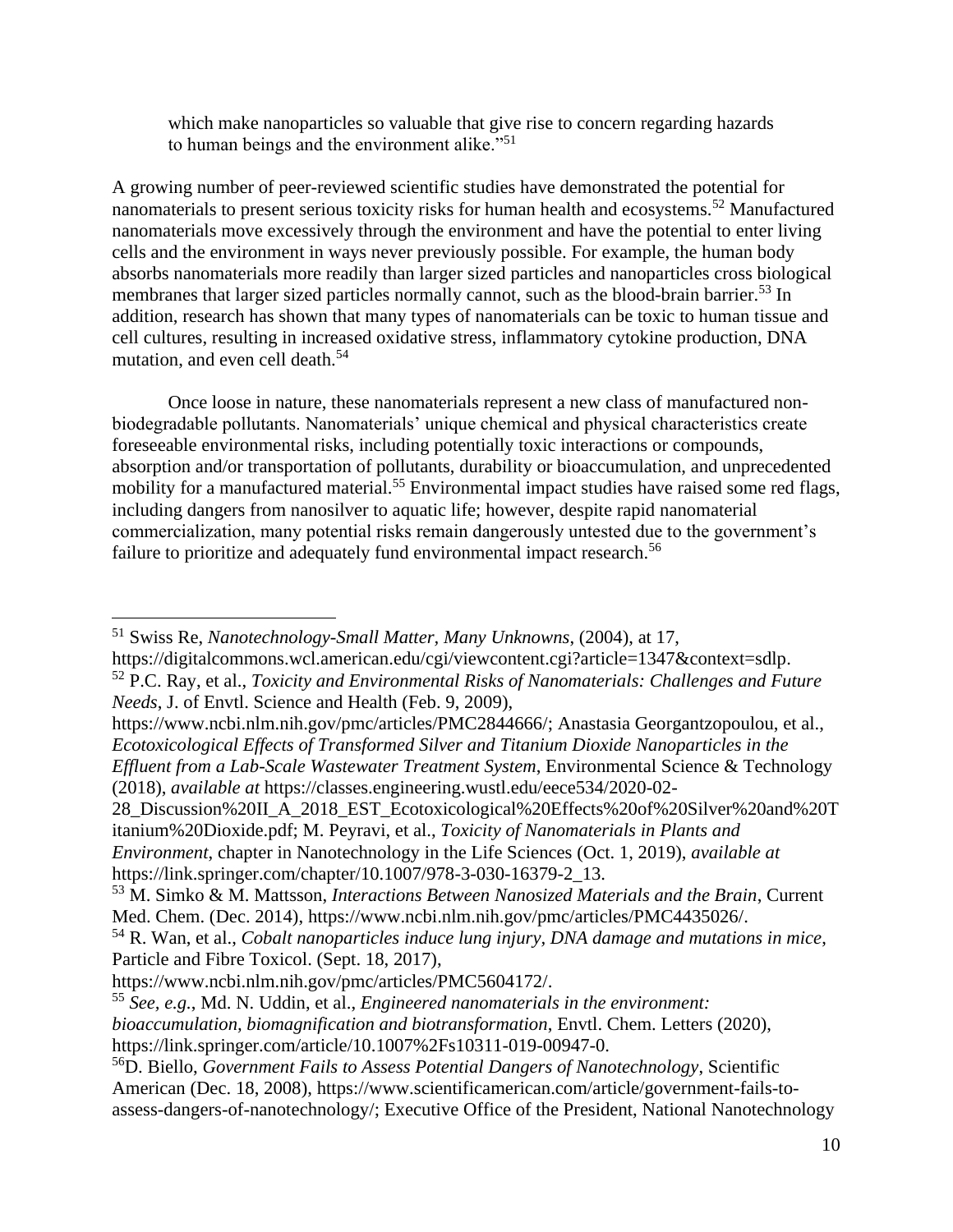which make nanoparticles so valuable that give rise to concern regarding hazards to human beings and the environment alike."[51]

A growing number of peer-reviewed scientific studies have demonstrated the potential for nanomaterials to present serious toxicity risks for human health and ecosystems.[52] Manufactured nanomaterials move excessively through the environment and have the potential to enter living cells and the environment in ways never previously possible. For example, the human body absorbs nanomaterials more readily than larger sized particles and nanoparticles cross biological membranes that larger sized particles normally cannot, such as the blood-brain barrier.[53] In addition, research has shown that many types of nanomaterials can be toxic to human tissue and cell cultures, resulting in increased oxidative stress, inflammatory cytokine production, DNA mutation, and even cell death.[54]

Once loose in nature, these nanomaterials represent a new class of manufactured non-biodegradable pollutants. Nanomaterials' unique chemical and physical characteristics create foreseeable environmental risks, including potentially toxic interactions or compounds, absorption and/or transportation of pollutants, durability or bioaccumulation, and unprecedented mobility for a manufactured material.[55] Environmental impact studies have raised some red flags, including dangers from nanosilver to aquatic life; however, despite rapid nanomaterial commercialization, many potential risks remain dangerously untested due to the government's failure to prioritize and adequately fund environmental impact research.[56]

---

[51] Swiss Re, *Nanotechnology-Small Matter, Many Unknowns*, (2004), at 17, https://digitalcommons.wcl.american.edu/cgi/viewcontent.cgi?article=1347&context=sdlp.

[52] P.C. Ray, et al., *Toxicity and Environmental Risks of Nanomaterials: Challenges and Future Needs*, J. of Envtl. Science and Health (Feb. 9, 2009), https://www.ncbi.nlm.nih.gov/pmc/articles/PMC2844666/; Anastasia Georgantzopoulou, et al., *Ecotoxicological Effects of Transformed Silver and Titanium Dioxide Nanoparticles in the Effluent from a Lab-Scale Wastewater Treatment System*, Environmental Science & Technology (2018), *available at* https://classes.engineering.wustl.edu/eece534/2020-02-28_Discussion%20II_A_2018_EST_Ecotoxicological%20Effects%20of%20Silver%20and%20Titanium%20Dioxide.pdf; M. Peyravi, et al., *Toxicity of Nanomaterials in Plants and Environment*, chapter in Nanotechnology in the Life Sciences (Oct. 1, 2019), *available at* https://link.springer.com/chapter/10.1007/978-3-030-16379-2_13.

[53] M. Simko & M. Mattsson, *Interactions Between Nanosized Materials and the Brain*, Current Med. Chem. (Dec. 2014), https://www.ncbi.nlm.nih.gov/pmc/articles/PMC4435026/.

[54] R. Wan, et al., *Cobalt nanoparticles induce lung injury, DNA damage and mutations in mice*, Particle and Fibre Toxicol. (Sept. 18, 2017), https://www.ncbi.nlm.nih.gov/pmc/articles/PMC5604172/.

[55] *See, e.g.*, Md. N. Uddin, et al., *Engineered nanomaterials in the environment: bioaccumulation, biomagnification and biotransformation*, Envtl. Chem. Letters (2020), https://link.springer.com/article/10.1007%2Fs10311-019-00947-0.

[56] D. Biello, *Government Fails to Assess Potential Dangers of Nanotechnology*, Scientific American (Dec. 18, 2008), https://www.scientificamerican.com/article/government-fails-to-assess-dangers-of-nanotechnology/; Executive Office of the President, National Nanotechnology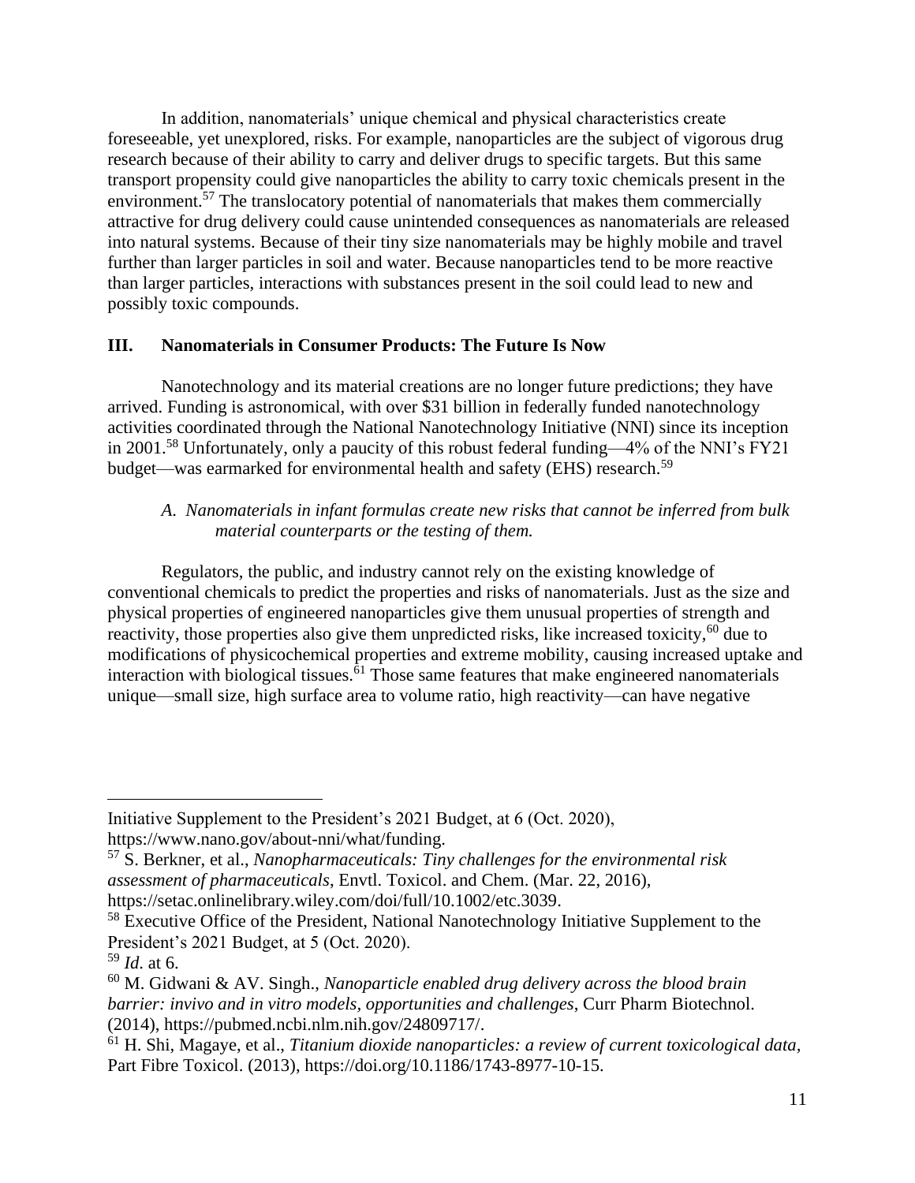In addition, nanomaterials' unique chemical and physical characteristics create foreseeable, yet unexplored, risks. For example, nanoparticles are the subject of vigorous drug research because of their ability to carry and deliver drugs to specific targets. But this same transport propensity could give nanoparticles the ability to carry toxic chemicals present in the environment.[57] The translocatory potential of nanomaterials that makes them commercially attractive for drug delivery could cause unintended consequences as nanomaterials are released into natural systems. Because of their tiny size nanomaterials may be highly mobile and travel further than larger particles in soil and water. Because nanoparticles tend to be more reactive than larger particles, interactions with substances present in the soil could lead to new and possibly toxic compounds.

## III. Nanomaterials in Consumer Products: The Future Is Now

Nanotechnology and its material creations are no longer future predictions; they have arrived. Funding is astronomical, with over $31 billion in federally funded nanotechnology activities coordinated through the National Nanotechnology Initiative (NNI) since its inception in 2001.[58] Unfortunately, only a paucity of this robust federal funding—4% of the NNI's FY21 budget—was earmarked for environmental health and safety (EHS) research.[59]

### *A. Nanomaterials in infant formulas create new risks that cannot be inferred from bulk material counterparts or the testing of them.*

Regulators, the public, and industry cannot rely on the existing knowledge of conventional chemicals to predict the properties and risks of nanomaterials. Just as the size and physical properties of engineered nanoparticles give them unusual properties of strength and reactivity, those properties also give them unpredicted risks, like increased toxicity,[60] due to modifications of physicochemical properties and extreme mobility, causing increased uptake and interaction with biological tissues.[61] Those same features that make engineered nanomaterials unique—small size, high surface area to volume ratio, high reactivity—can have negative

---

Initiative Supplement to the President's 2021 Budget, at 6 (Oct. 2020), https://www.nano.gov/about-nni/what/funding.

[57] S. Berkner, et al., *Nanopharmaceuticals: Tiny challenges for the environmental risk assessment of pharmaceuticals*, Envtl. Toxicol. and Chem. (Mar. 22, 2016), https://setac.onlinelibrary.wiley.com/doi/full/10.1002/etc.3039.

[58] Executive Office of the President, National Nanotechnology Initiative Supplement to the President's 2021 Budget, at 5 (Oct. 2020).

[59] *Id*. at 6.

[60] M. Gidwani & AV. Singh., *Nanoparticle enabled drug delivery across the blood brain barrier: invivo and in vitro models, opportunities and challenges*, Curr Pharm Biotechnol. (2014), https://pubmed.ncbi.nlm.nih.gov/24809717/.

[61] H. Shi, Magaye, et al., *Titanium dioxide nanoparticles: a review of current toxicological data*, Part Fibre Toxicol. (2013), https://doi.org/10.1186/1743-8977-10-15.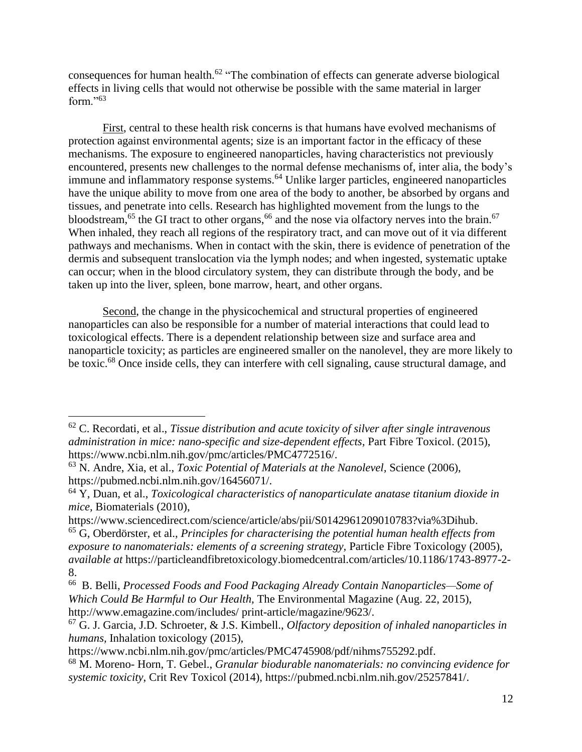consequences for human health.[62] "The combination of effects can generate adverse biological effects in living cells that would not otherwise be possible with the same material in larger form."[63]

First, central to these health risk concerns is that humans have evolved mechanisms of protection against environmental agents; size is an important factor in the efficacy of these mechanisms. The exposure to engineered nanoparticles, having characteristics not previously encountered, presents new challenges to the normal defense mechanisms of, inter alia, the body's immune and inflammatory response systems.[64] Unlike larger particles, engineered nanoparticles have the unique ability to move from one area of the body to another, be absorbed by organs and tissues, and penetrate into cells. Research has highlighted movement from the lungs to the bloodstream,[65] the GI tract to other organs,[66] and the nose via olfactory nerves into the brain.[67] When inhaled, they reach all regions of the respiratory tract, and can move out of it via different pathways and mechanisms. When in contact with the skin, there is evidence of penetration of the dermis and subsequent translocation via the lymph nodes; and when ingested, systematic uptake can occur; when in the blood circulatory system, they can distribute through the body, and be taken up into the liver, spleen, bone marrow, heart, and other organs.

Second, the change in the physicochemical and structural properties of engineered nanoparticles can also be responsible for a number of material interactions that could lead to toxicological effects. There is a dependent relationship between size and surface area and nanoparticle toxicity; as particles are engineered smaller on the nanolevel, they are more likely to be toxic.[68] Once inside cells, they can interfere with cell signaling, cause structural damage, and

---

[62] C. Recordati, et al., *Tissue distribution and acute toxicity of silver after single intravenous administration in mice: nano-specific and size-dependent effects*, Part Fibre Toxicol. (2015), https://www.ncbi.nlm.nih.gov/pmc/articles/PMC4772516/.

[63] N. Andre, Xia, et al., *Toxic Potential of Materials at the Nanolevel*, Science (2006), https://pubmed.ncbi.nlm.nih.gov/16456071/.

[64] Y, Duan, et al., *Toxicological characteristics of nanoparticulate anatase titanium dioxide in mice*, Biomaterials (2010), https://www.sciencedirect.com/science/article/abs/pii/S0142961209010783?via%3Dihub.

[65] G, Oberdörster, et al., *Principles for characterising the potential human health effects from exposure to nanomaterials: elements of a screening strategy*, Particle Fibre Toxicology (2005), *available at* https://particleandfibretoxicology.biomedcentral.com/articles/10.1186/1743-8977-2-8.

[66] B. Belli, *Processed Foods and Food Packaging Already Contain Nanoparticles—Some of Which Could Be Harmful to Our Health*, The Environmental Magazine (Aug. 22, 2015), http://www.emagazine.com/includes/ print-article/magazine/9623/.

[67] G. J. Garcia, J.D. Schroeter, & J.S. Kimbell., *Olfactory deposition of inhaled nanoparticles in humans*, Inhalation toxicology (2015), https://www.ncbi.nlm.nih.gov/pmc/articles/PMC4745908/pdf/nihms755292.pdf.

[68] M. Moreno- Horn, T. Gebel., *Granular biodurable nanomaterials: no convincing evidence for systemic toxicity*, Crit Rev Toxicol (2014), https://pubmed.ncbi.nlm.nih.gov/25257841/.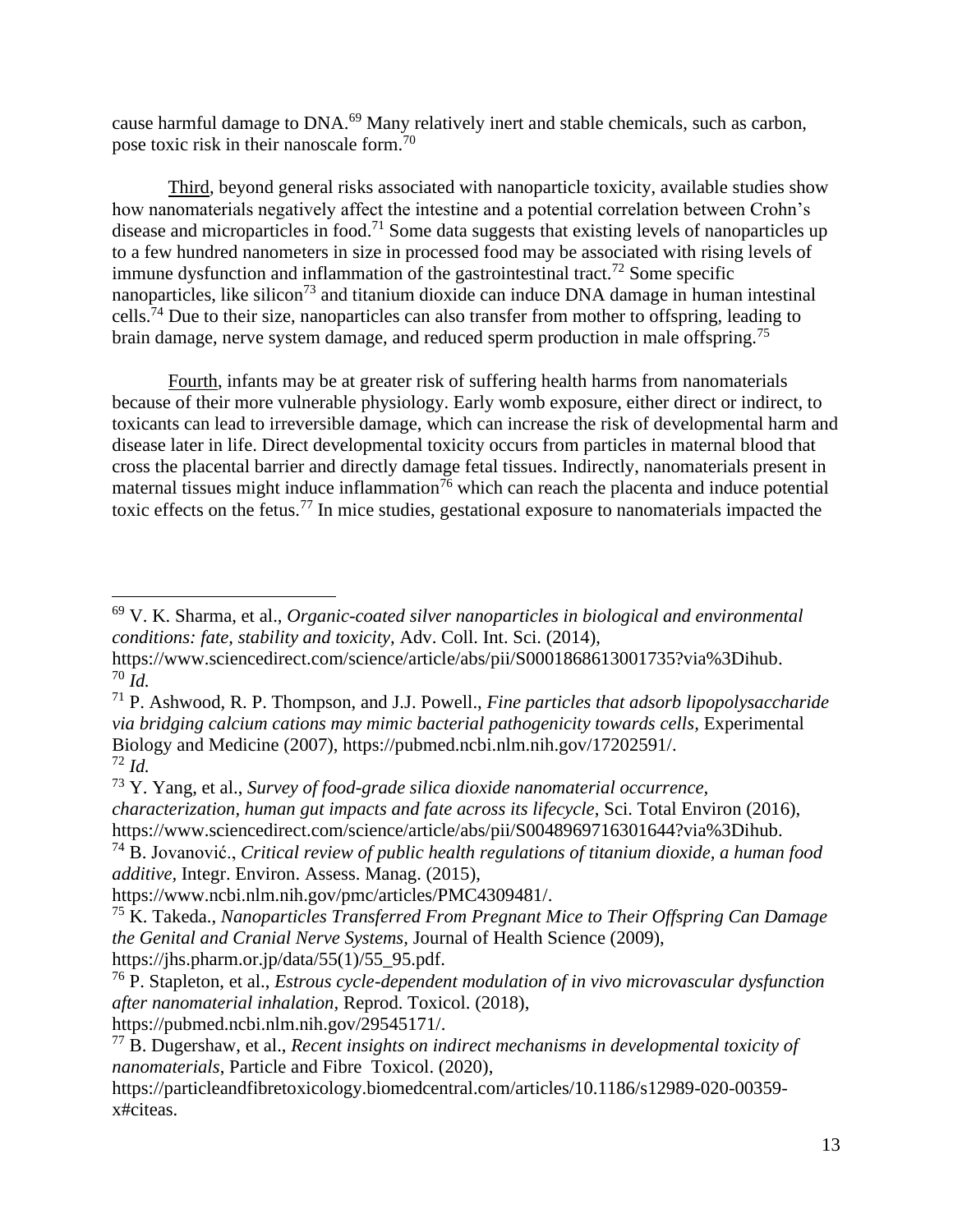cause harmful damage to DNA.[69] Many relatively inert and stable chemicals, such as carbon, pose toxic risk in their nanoscale form.[70]

Third, beyond general risks associated with nanoparticle toxicity, available studies show how nanomaterials negatively affect the intestine and a potential correlation between Crohn's disease and microparticles in food.[71] Some data suggests that existing levels of nanoparticles up to a few hundred nanometers in size in processed food may be associated with rising levels of immune dysfunction and inflammation of the gastrointestinal tract.[72] Some specific nanoparticles, like silicon[73] and titanium dioxide can induce DNA damage in human intestinal cells.[74] Due to their size, nanoparticles can also transfer from mother to offspring, leading to brain damage, nerve system damage, and reduced sperm production in male offspring.[75]

Fourth, infants may be at greater risk of suffering health harms from nanomaterials because of their more vulnerable physiology. Early womb exposure, either direct or indirect, to toxicants can lead to irreversible damage, which can increase the risk of developmental harm and disease later in life. Direct developmental toxicity occurs from particles in maternal blood that cross the placental barrier and directly damage fetal tissues. Indirectly, nanomaterials present in maternal tissues might induce inflammation[76] which can reach the placenta and induce potential toxic effects on the fetus.[77] In mice studies, gestational exposure to nanomaterials impacted the

---

[69] V. K. Sharma, et al., *Organic-coated silver nanoparticles in biological and environmental conditions: fate, stability and toxicity*, Adv. Coll. Int. Sci. (2014), https://www.sciencedirect.com/science/article/abs/pii/S0001868613001735?via%3Dihub.

[70] *Id.*

[71] P. Ashwood, R. P. Thompson, and J.J. Powell., *Fine particles that adsorb lipopolysaccharide via bridging calcium cations may mimic bacterial pathogenicity towards cells*, Experimental Biology and Medicine (2007), https://pubmed.ncbi.nlm.nih.gov/17202591/.

[72] *Id.*

[73] Y. Yang, et al., *Survey of food-grade silica dioxide nanomaterial occurrence, characterization, human gut impacts and fate across its lifecycle*, Sci. Total Environ (2016), https://www.sciencedirect.com/science/article/abs/pii/S0048969716301644?via%3Dihub.

[74] B. Jovanović., *Critical review of public health regulations of titanium dioxide, a human food additive*, Integr. Environ. Assess. Manag. (2015), https://www.ncbi.nlm.nih.gov/pmc/articles/PMC4309481/.

[75] K. Takeda., *Nanoparticles Transferred From Pregnant Mice to Their Offspring Can Damage the Genital and Cranial Nerve Systems*, Journal of Health Science (2009), https://jhs.pharm.or.jp/data/55(1)/55_95.pdf.

[76] P. Stapleton, et al., *Estrous cycle-dependent modulation of in vivo microvascular dysfunction after nanomaterial inhalation*, Reprod. Toxicol. (2018), https://pubmed.ncbi.nlm.nih.gov/29545171/.

[77] B. Dugershaw, et al., *Recent insights on indirect mechanisms in developmental toxicity of nanomaterials*, Particle and Fibre Toxicol. (2020), https://particleandfibretoxicology.biomedcentral.com/articles/10.1186/s12989-020-00359-x#citeas.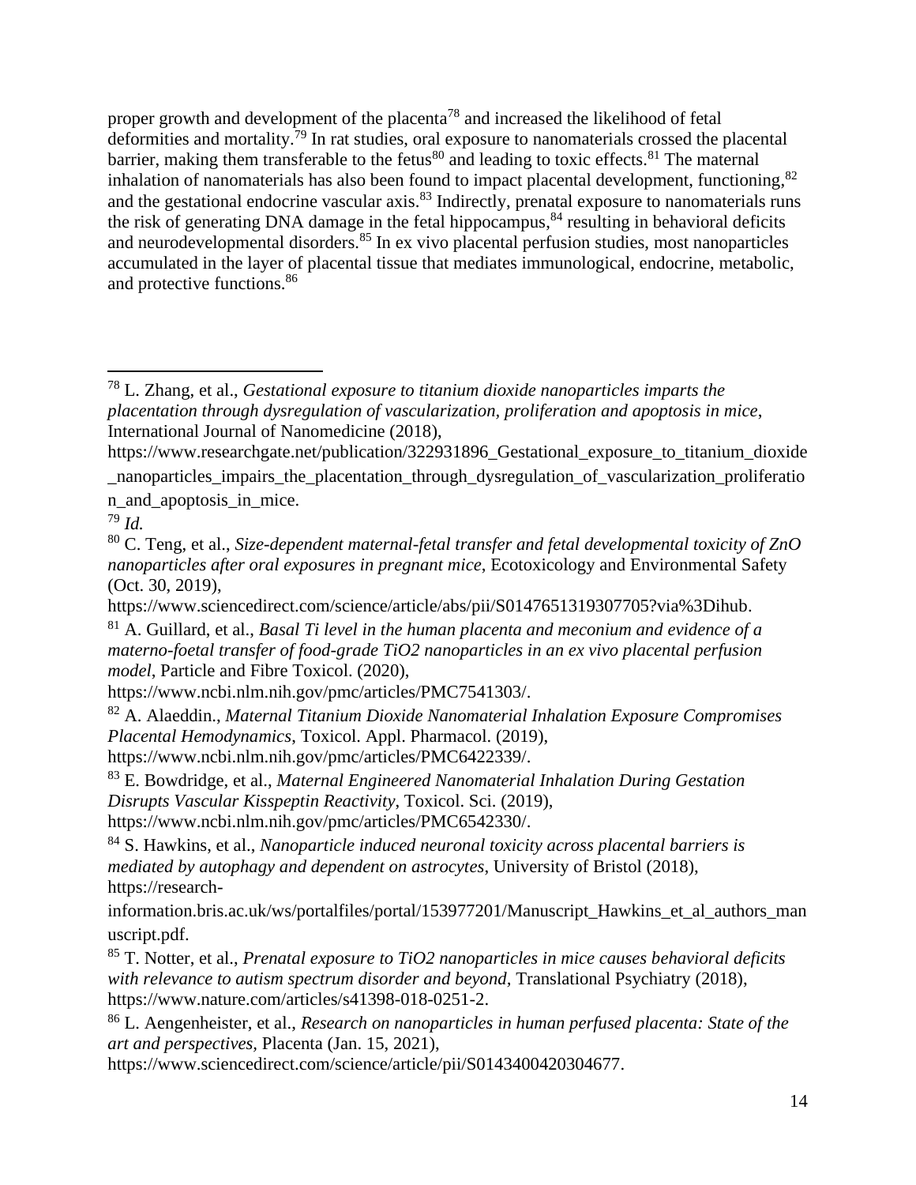proper growth and development of the placenta[78] and increased the likelihood of fetal deformities and mortality.[79] In rat studies, oral exposure to nanomaterials crossed the placental barrier, making them transferable to the fetus[80] and leading to toxic effects.[81] The maternal inhalation of nanomaterials has also been found to impact placental development, functioning,[82] and the gestational endocrine vascular axis.[83] Indirectly, prenatal exposure to nanomaterials runs the risk of generating DNA damage in the fetal hippocampus,[84] resulting in behavioral deficits and neurodevelopmental disorders.[85] In ex vivo placental perfusion studies, most nanoparticles accumulated in the layer of placental tissue that mediates immunological, endocrine, metabolic, and protective functions.[86]

---

[78] L. Zhang, et al., *Gestational exposure to titanium dioxide nanoparticles imparts the placentation through dysregulation of vascularization, proliferation and apoptosis in mice*, International Journal of Nanomedicine (2018), https://www.researchgate.net/publication/322931896_Gestational_exposure_to_titanium_dioxide_nanoparticles_impairs_the_placentation_through_dysregulation_of_vascularization_proliferation_and_apoptosis_in_mice.

[79] *Id.*

[80] C. Teng, et al., *Size-dependent maternal-fetal transfer and fetal developmental toxicity of ZnO nanoparticles after oral exposures in pregnant mice*, Ecotoxicology and Environmental Safety (Oct. 30, 2019), https://www.sciencedirect.com/science/article/abs/pii/S0147651319307705?via%3Dihub.

[81] A. Guillard, et al., *Basal Ti level in the human placenta and meconium and evidence of a materno-foetal transfer of food-grade TiO2 nanoparticles in an ex vivo placental perfusion model*, Particle and Fibre Toxicol. (2020), https://www.ncbi.nlm.nih.gov/pmc/articles/PMC7541303/.

[82] A. Alaeddin., *Maternal Titanium Dioxide Nanomaterial Inhalation Exposure Compromises Placental Hemodynamics*, Toxicol. Appl. Pharmacol. (2019), https://www.ncbi.nlm.nih.gov/pmc/articles/PMC6422339/.

[83] E. Bowdridge, et al., *Maternal Engineered Nanomaterial Inhalation During Gestation Disrupts Vascular Kisspeptin Reactivity*, Toxicol. Sci. (2019), https://www.ncbi.nlm.nih.gov/pmc/articles/PMC6542330/.

[84] S. Hawkins, et al., *Nanoparticle induced neuronal toxicity across placental barriers is mediated by autophagy and dependent on astrocytes*, University of Bristol (2018), https://research-information.bris.ac.uk/ws/portalfiles/portal/153977201/Manuscript_Hawkins_et_al_authors_manuscript.pdf.

[85] T. Notter, et al., *Prenatal exposure to TiO2 nanoparticles in mice causes behavioral deficits with relevance to autism spectrum disorder and beyond*, Translational Psychiatry (2018), https://www.nature.com/articles/s41398-018-0251-2.

[86] L. Aengenheister, et al., *Research on nanoparticles in human perfused placenta: State of the art and perspectives*, Placenta (Jan. 15, 2021), https://www.sciencedirect.com/science/article/pii/S0143400420304677.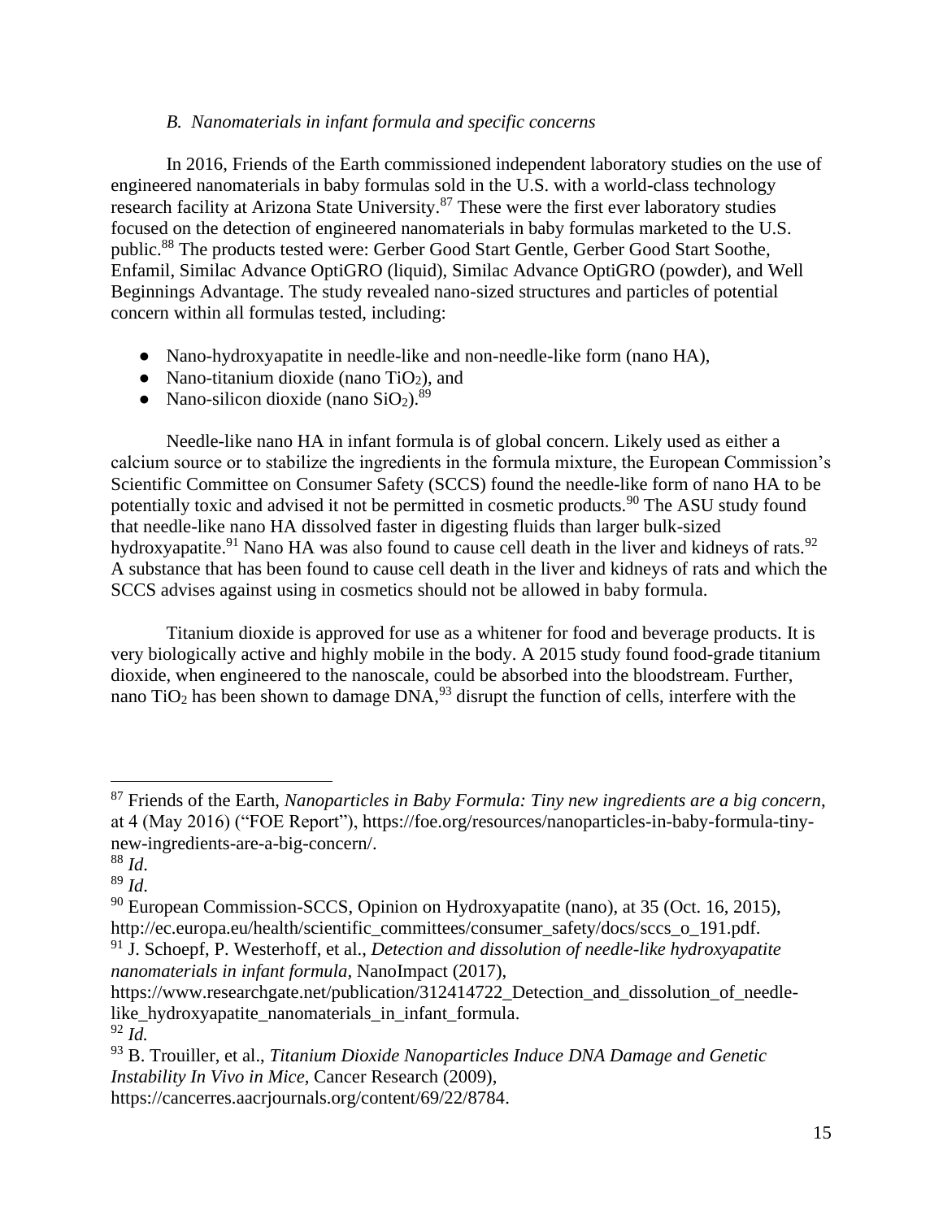### *B. Nanomaterials in infant formula and specific concerns*

In 2016, Friends of the Earth commissioned independent laboratory studies on the use of engineered nanomaterials in baby formulas sold in the U.S. with a world-class technology research facility at Arizona State University.[87] These were the first ever laboratory studies focused on the detection of engineered nanomaterials in baby formulas marketed to the U.S. public.[88] The products tested were: Gerber Good Start Gentle, Gerber Good Start Soothe, Enfamil, Similac Advance OptiGRO (liquid), Similac Advance OptiGRO (powder), and Well Beginnings Advantage. The study revealed nano-sized structures and particles of potential concern within all formulas tested, including:

- Nano-hydroxyapatite in needle-like and non-needle-like form (nano HA),
- Nano-titanium dioxide (nano $TiO_2$), and
- Nano-silicon dioxide (nano $SiO_2$).[89]

Needle-like nano HA in infant formula is of global concern. Likely used as either a calcium source or to stabilize the ingredients in the formula mixture, the European Commission's Scientific Committee on Consumer Safety (SCCS) found the needle-like form of nano HA to be potentially toxic and advised it not be permitted in cosmetic products.[90] The ASU study found that needle-like nano HA dissolved faster in digesting fluids than larger bulk-sized hydroxyapatite.[91] Nano HA was also found to cause cell death in the liver and kidneys of rats.[92] A substance that has been found to cause cell death in the liver and kidneys of rats and which the SCCS advises against using in cosmetics should not be allowed in baby formula.

Titanium dioxide is approved for use as a whitener for food and beverage products. It is very biologically active and highly mobile in the body. A 2015 study found food-grade titanium dioxide, when engineered to the nanoscale, could be absorbed into the bloodstream. Further, nano $TiO_2$ has been shown to damage DNA,[93] disrupt the function of cells, interfere with the

---

[87] Friends of the Earth, *Nanoparticles in Baby Formula: Tiny new ingredients are a big concern*, at 4 (May 2016) ("FOE Report"), https://foe.org/resources/nanoparticles-in-baby-formula-tiny-new-ingredients-are-a-big-concern/.

[88] *Id.*

[89] *Id.*

[90] European Commission-SCCS, Opinion on Hydroxyapatite (nano), at 35 (Oct. 16, 2015), http://ec.europa.eu/health/scientific_committees/consumer_safety/docs/sccs_o_191.pdf.

[91] J. Schoepf, P. Westerhoff, et al., *Detection and dissolution of needle-like hydroxyapatite nanomaterials in infant formula*, NanoImpact (2017), https://www.researchgate.net/publication/312414722_Detection_and_dissolution_of_needle-like_hydroxyapatite_nanomaterials_in_infant_formula.

[92] *Id.*

[93] B. Trouiller, et al., *Titanium Dioxide Nanoparticles Induce DNA Damage and Genetic Instability In Vivo in Mice*, Cancer Research (2009), https://cancerres.aacrjournals.org/content/69/22/8784.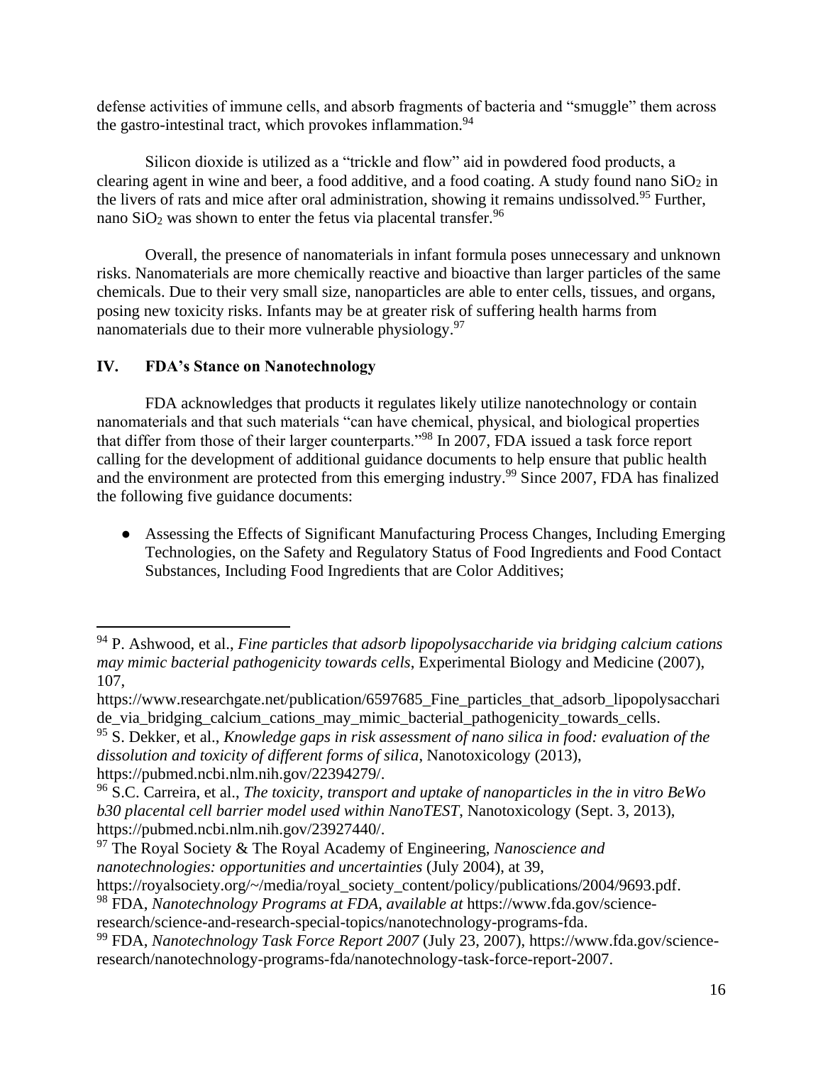defense activities of immune cells, and absorb fragments of bacteria and "smuggle" them across the gastro-intestinal tract, which provokes inflammation.[94]

Silicon dioxide is utilized as a "trickle and flow" aid in powdered food products, a clearing agent in wine and beer, a food additive, and a food coating. A study found nano $SiO_2$ in the livers of rats and mice after oral administration, showing it remains undissolved.[95] Further, nano $SiO_2$ was shown to enter the fetus via placental transfer.[96]

Overall, the presence of nanomaterials in infant formula poses unnecessary and unknown risks. Nanomaterials are more chemically reactive and bioactive than larger particles of the same chemicals. Due to their very small size, nanoparticles are able to enter cells, tissues, and organs, posing new toxicity risks. Infants may be at greater risk of suffering health harms from nanomaterials due to their more vulnerable physiology.[97]

## IV. FDA's Stance on Nanotechnology

FDA acknowledges that products it regulates likely utilize nanotechnology or contain nanomaterials and that such materials "can have chemical, physical, and biological properties that differ from those of their larger counterparts."[98] In 2007, FDA issued a task force report calling for the development of additional guidance documents to help ensure that public health and the environment are protected from this emerging industry.[99] Since 2007, FDA has finalized the following five guidance documents:

- Assessing the Effects of Significant Manufacturing Process Changes, Including Emerging Technologies, on the Safety and Regulatory Status of Food Ingredients and Food Contact Substances, Including Food Ingredients that are Color Additives;

---

[94] P. Ashwood, et al., *Fine particles that adsorb lipopolysaccharide via bridging calcium cations may mimic bacterial pathogenicity towards cells*, Experimental Biology and Medicine (2007), 107, https://www.researchgate.net/publication/6597685_Fine_particles_that_adsorb_lipopolysaccharide_via_bridging_calcium_cations_may_mimic_bacterial_pathogenicity_towards_cells.

[95] S. Dekker, et al., *Knowledge gaps in risk assessment of nano silica in food: evaluation of the dissolution and toxicity of different forms of silica*, Nanotoxicology (2013), https://pubmed.ncbi.nlm.nih.gov/22394279/.

[96] S.C. Carreira, et al., *The toxicity, transport and uptake of nanoparticles in the in vitro BeWo b30 placental cell barrier model used within NanoTEST*, Nanotoxicology (Sept. 3, 2013), https://pubmed.ncbi.nlm.nih.gov/23927440/.

[97] The Royal Society & The Royal Academy of Engineering, *Nanoscience and nanotechnologies: opportunities and uncertainties* (July 2004), at 39, https://royalsociety.org/~/media/royal_society_content/policy/publications/2004/9693.pdf.

[98] FDA, *Nanotechnology Programs at FDA*, *available at* https://www.fda.gov/science-research/science-and-research-special-topics/nanotechnology-programs-fda.

[99] FDA, *Nanotechnology Task Force Report 2007* (July 23, 2007), https://www.fda.gov/science-research/nanotechnology-programs-fda/nanotechnology-task-force-report-2007.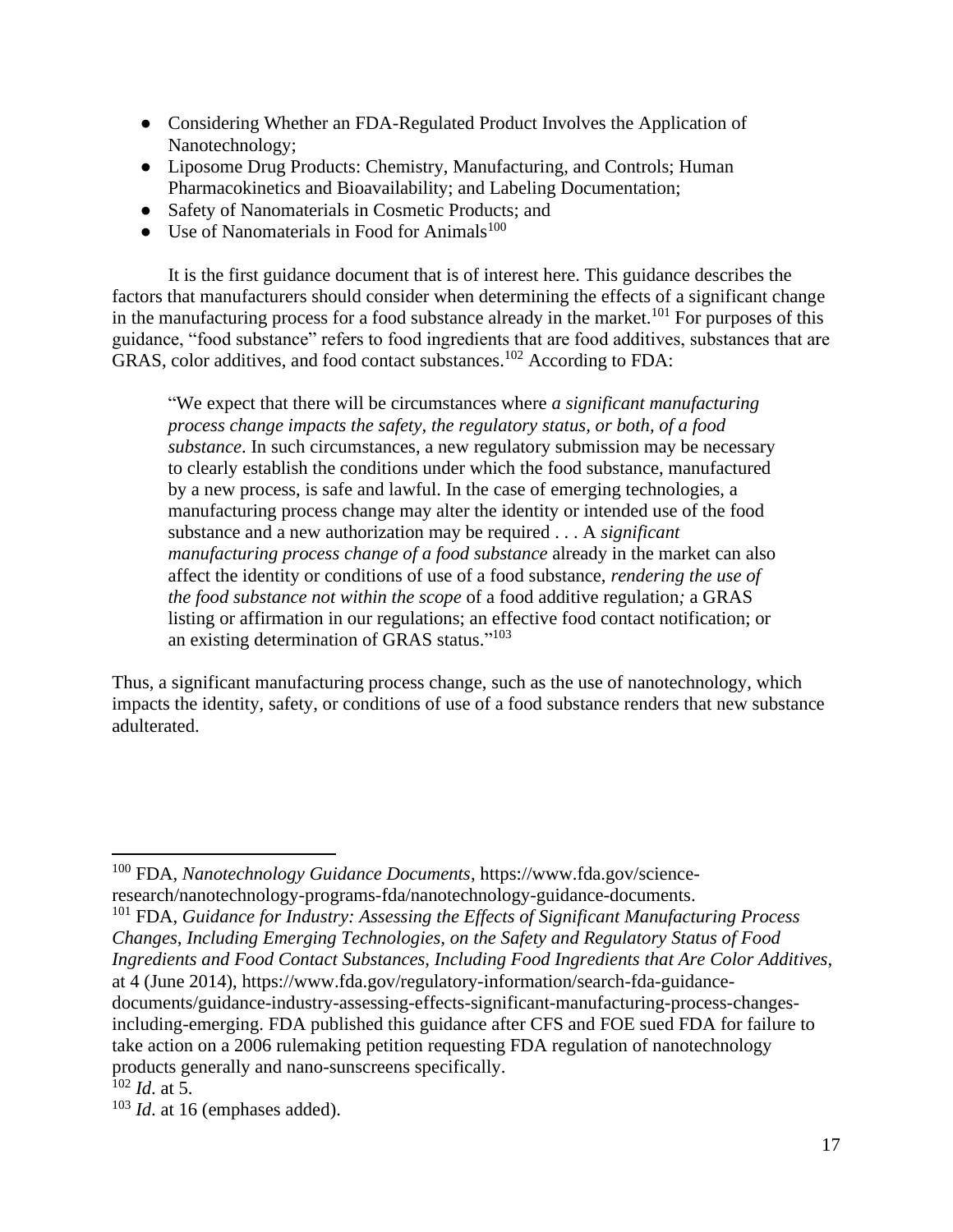- Considering Whether an FDA-Regulated Product Involves the Application of Nanotechnology;
- Liposome Drug Products: Chemistry, Manufacturing, and Controls; Human Pharmacokinetics and Bioavailability; and Labeling Documentation;
- Safety of Nanomaterials in Cosmetic Products; and
- Use of Nanomaterials in Food for Animals[100]

It is the first guidance document that is of interest here. This guidance describes the factors that manufacturers should consider when determining the effects of a significant change in the manufacturing process for a food substance already in the market.[101] For purposes of this guidance, "food substance" refers to food ingredients that are food additives, substances that are GRAS, color additives, and food contact substances.[102] According to FDA:

> "We expect that there will be circumstances where *a significant manufacturing process change impacts the safety, the regulatory status, or both, of a food substance*. In such circumstances, a new regulatory submission may be necessary to clearly establish the conditions under which the food substance, manufactured by a new process, is safe and lawful. In the case of emerging technologies, a manufacturing process change may alter the identity or intended use of the food substance and a new authorization may be required . . . A *significant manufacturing process change of a food substance* already in the market can also affect the identity or conditions of use of a food substance, *rendering the use of the food substance not within the scope* of a food additive regulation*;* a GRAS listing or affirmation in our regulations; an effective food contact notification; or an existing determination of GRAS status."[103]

Thus, a significant manufacturing process change, such as the use of nanotechnology, which impacts the identity, safety, or conditions of use of a food substance renders that new substance adulterated.

---

[100] FDA, *Nanotechnology Guidance Documents*, https://www.fda.gov/science-research/nanotechnology-programs-fda/nanotechnology-guidance-documents.

[101] FDA, *Guidance for Industry: Assessing the Effects of Significant Manufacturing Process Changes, Including Emerging Technologies, on the Safety and Regulatory Status of Food Ingredients and Food Contact Substances, Including Food Ingredients that Are Color Additives*, at 4 (June 2014), https://www.fda.gov/regulatory-information/search-fda-guidance-documents/guidance-industry-assessing-effects-significant-manufacturing-process-changes-including-emerging. FDA published this guidance after CFS and FOE sued FDA for failure to take action on a 2006 rulemaking petition requesting FDA regulation of nanotechnology products generally and nano-sunscreens specifically.

[102] *Id.* at 5.

[103] *Id.* at 16 (emphases added).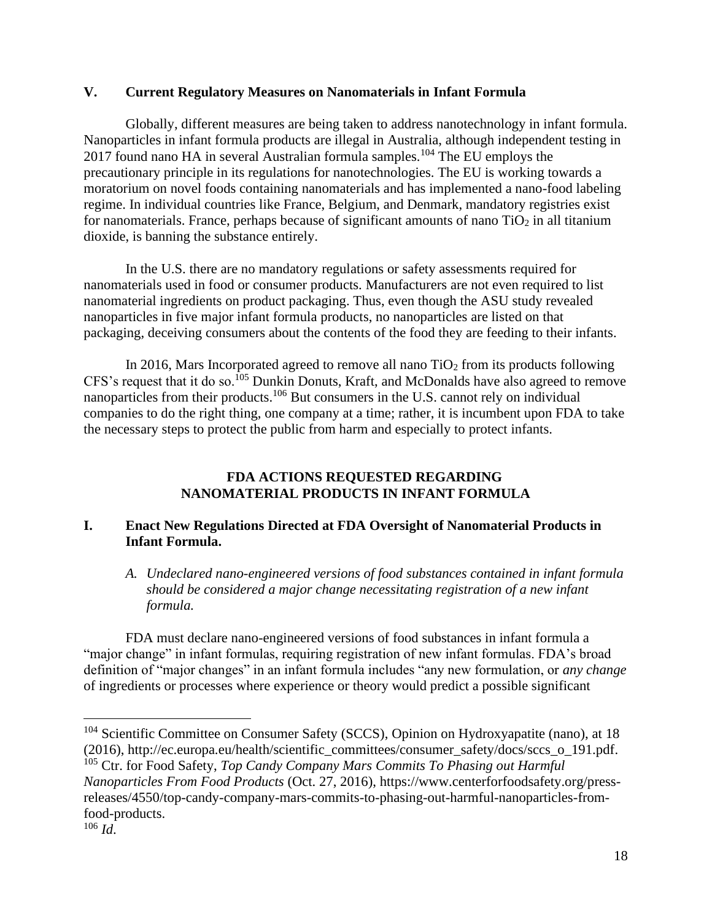## V. Current Regulatory Measures on Nanomaterials in Infant Formula

Globally, different measures are being taken to address nanotechnology in infant formula. Nanoparticles in infant formula products are illegal in Australia, although independent testing in 2017 found nano HA in several Australian formula samples.[104] The EU employs the precautionary principle in its regulations for nanotechnologies. The EU is working towards a moratorium on novel foods containing nanomaterials and has implemented a nano-food labeling regime. In individual countries like France, Belgium, and Denmark, mandatory registries exist for nanomaterials. France, perhaps because of significant amounts of nano $TiO_2$ in all titanium dioxide, is banning the substance entirely.

In the U.S. there are no mandatory regulations or safety assessments required for nanomaterials used in food or consumer products. Manufacturers are not even required to list nanomaterial ingredients on product packaging. Thus, even though the ASU study revealed nanoparticles in five major infant formula products, no nanoparticles are listed on that packaging, deceiving consumers about the contents of the food they are feeding to their infants.

In 2016, Mars Incorporated agreed to remove all nano $TiO_2$ from its products following CFS's request that it do so.[105] Dunkin Donuts, Kraft, and McDonalds have also agreed to remove nanoparticles from their products.[106] But consumers in the U.S. cannot rely on individual companies to do the right thing, one company at a time; rather, it is incumbent upon FDA to take the necessary steps to protect the public from harm and especially to protect infants.

## FDA ACTIONS REQUESTED REGARDING NANOMATERIAL PRODUCTS IN INFANT FORMULA

### I. Enact New Regulations Directed at FDA Oversight of Nanomaterial Products in Infant Formula.

*A. Undeclared nano-engineered versions of food substances contained in infant formula should be considered a major change necessitating registration of a new infant formula.*

FDA must declare nano-engineered versions of food substances in infant formula a "major change" in infant formulas, requiring registration of new infant formulas. FDA's broad definition of "major changes" in an infant formula includes "any new formulation, or *any change* of ingredients or processes where experience or theory would predict a possible significant

---

[104] Scientific Committee on Consumer Safety (SCCS), Opinion on Hydroxyapatite (nano), at 18 (2016), http://ec.europa.eu/health/scientific_committees/consumer_safety/docs/sccs_o_191.pdf.

[105] Ctr. for Food Safety, *Top Candy Company Mars Commits To Phasing out Harmful Nanoparticles From Food Products* (Oct. 27, 2016), https://www.centerforfoodsafety.org/press-releases/4550/top-candy-company-mars-commits-to-phasing-out-harmful-nanoparticles-from-food-products.

[106] *Id.*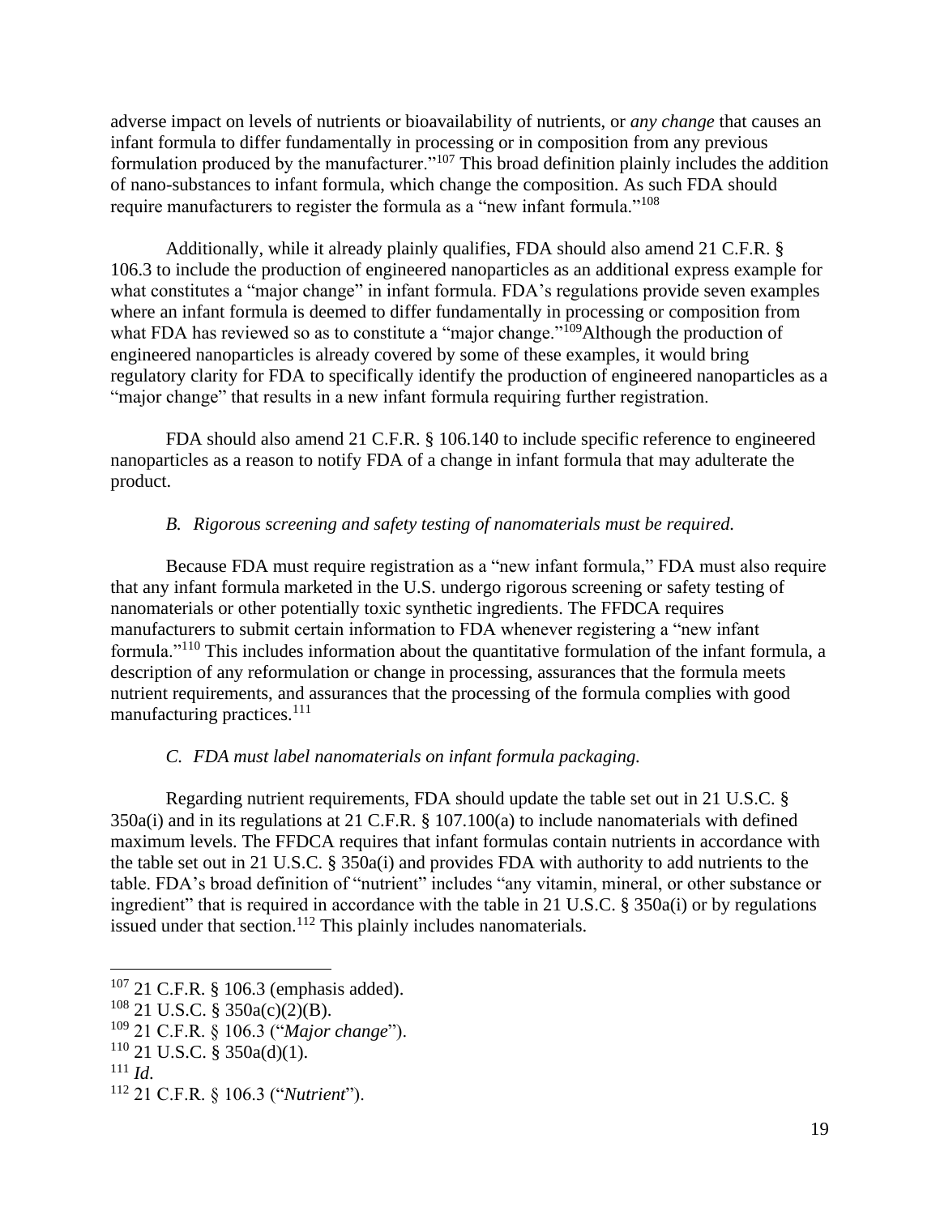adverse impact on levels of nutrients or bioavailability of nutrients, or *any change* that causes an infant formula to differ fundamentally in processing or in composition from any previous formulation produced by the manufacturer."[107] This broad definition plainly includes the addition of nano-substances to infant formula, which change the composition. As such FDA should require manufacturers to register the formula as a "new infant formula."[108]

Additionally, while it already plainly qualifies, FDA should also amend 21 C.F.R. § 106.3 to include the production of engineered nanoparticles as an additional express example for what constitutes a "major change" in infant formula. FDA's regulations provide seven examples where an infant formula is deemed to differ fundamentally in processing or composition from what FDA has reviewed so as to constitute a "major change."[109]Although the production of engineered nanoparticles is already covered by some of these examples, it would bring regulatory clarity for FDA to specifically identify the production of engineered nanoparticles as a "major change" that results in a new infant formula requiring further registration.

FDA should also amend 21 C.F.R. § 106.140 to include specific reference to engineered nanoparticles as a reason to notify FDA of a change in infant formula that may adulterate the product.

### *B. Rigorous screening and safety testing of nanomaterials must be required.*

Because FDA must require registration as a "new infant formula," FDA must also require that any infant formula marketed in the U.S. undergo rigorous screening or safety testing of nanomaterials or other potentially toxic synthetic ingredients. The FFDCA requires manufacturers to submit certain information to FDA whenever registering a "new infant formula."[110] This includes information about the quantitative formulation of the infant formula, a description of any reformulation or change in processing, assurances that the formula meets nutrient requirements, and assurances that the processing of the formula complies with good manufacturing practices.[111]

### *C. FDA must label nanomaterials on infant formula packaging.*

Regarding nutrient requirements, FDA should update the table set out in 21 U.S.C. § 350a(i) and in its regulations at 21 C.F.R. § 107.100(a) to include nanomaterials with defined maximum levels. The FFDCA requires that infant formulas contain nutrients in accordance with the table set out in 21 U.S.C. § 350a(i) and provides FDA with authority to add nutrients to the table. FDA's broad definition of "nutrient" includes "any vitamin, mineral, or other substance or ingredient" that is required in accordance with the table in 21 U.S.C. § 350a(i) or by regulations issued under that section.[112] This plainly includes nanomaterials.

---

[107] 21 C.F.R. § 106.3 (emphasis added).

[108] 21 U.S.C. § 350a(c)(2)(B).

[109] 21 C.F.R. § 106.3 ("*Major change*").

[110] 21 U.S.C. § 350a(d)(1).

[111] *Id.*

[112] 21 C.F.R. § 106.3 ("*Nutrient*").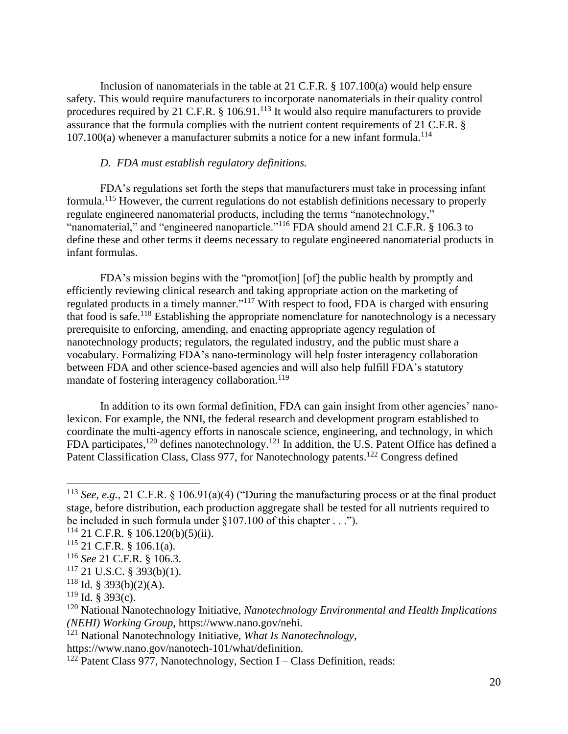Inclusion of nanomaterials in the table at 21 C.F.R. § 107.100(a) would help ensure safety. This would require manufacturers to incorporate nanomaterials in their quality control procedures required by 21 C.F.R. § 106.91.[113] It would also require manufacturers to provide assurance that the formula complies with the nutrient content requirements of 21 C.F.R. § 107.100(a) whenever a manufacturer submits a notice for a new infant formula.[114]

*D. FDA must establish regulatory definitions.*

FDA's regulations set forth the steps that manufacturers must take in processing infant formula.[115] However, the current regulations do not establish definitions necessary to properly regulate engineered nanomaterial products, including the terms "nanotechnology," "nanomaterial," and "engineered nanoparticle."[116] FDA should amend 21 C.F.R. § 106.3 to define these and other terms it deems necessary to regulate engineered nanomaterial products in infant formulas.

FDA's mission begins with the "promot[ion] [of] the public health by promptly and efficiently reviewing clinical research and taking appropriate action on the marketing of regulated products in a timely manner."[117] With respect to food, FDA is charged with ensuring that food is safe.[118] Establishing the appropriate nomenclature for nanotechnology is a necessary prerequisite to enforcing, amending, and enacting appropriate agency regulation of nanotechnology products; regulators, the regulated industry, and the public must share a vocabulary. Formalizing FDA's nano-terminology will help foster interagency collaboration between FDA and other science-based agencies and will also help fulfill FDA's statutory mandate of fostering interagency collaboration.[119]

In addition to its own formal definition, FDA can gain insight from other agencies' nano-lexicon. For example, the NNI, the federal research and development program established to coordinate the multi-agency efforts in nanoscale science, engineering, and technology, in which FDA participates,[120] defines nanotechnology.[121] In addition, the U.S. Patent Office has defined a Patent Classification Class, Class 977, for Nanotechnology patents.[122] Congress defined

---

[113] *See, e.g.*, 21 C.F.R. § 106.91(a)(4) ("During the manufacturing process or at the final product stage, before distribution, each production aggregate shall be tested for all nutrients required to be included in such formula under §107.100 of this chapter . . .").

[114] 21 C.F.R. § 106.120(b)(5)(ii).

[115] 21 C.F.R. § 106.1(a).

[116] *See* 21 C.F.R. § 106.3.

[117] 21 U.S.C. § 393(b)(1).

[118] Id. § 393(b)(2)(A).

[119] Id. § 393(c).

[120] National Nanotechnology Initiative, *Nanotechnology Environmental and Health Implications (NEHI) Working Group*, https://www.nano.gov/nehi.

[121] National Nanotechnology Initiative, *What Is Nanotechnology*, https://www.nano.gov/nanotech-101/what/definition.

[122] Patent Class 977, Nanotechnology, Section I – Class Definition, reads: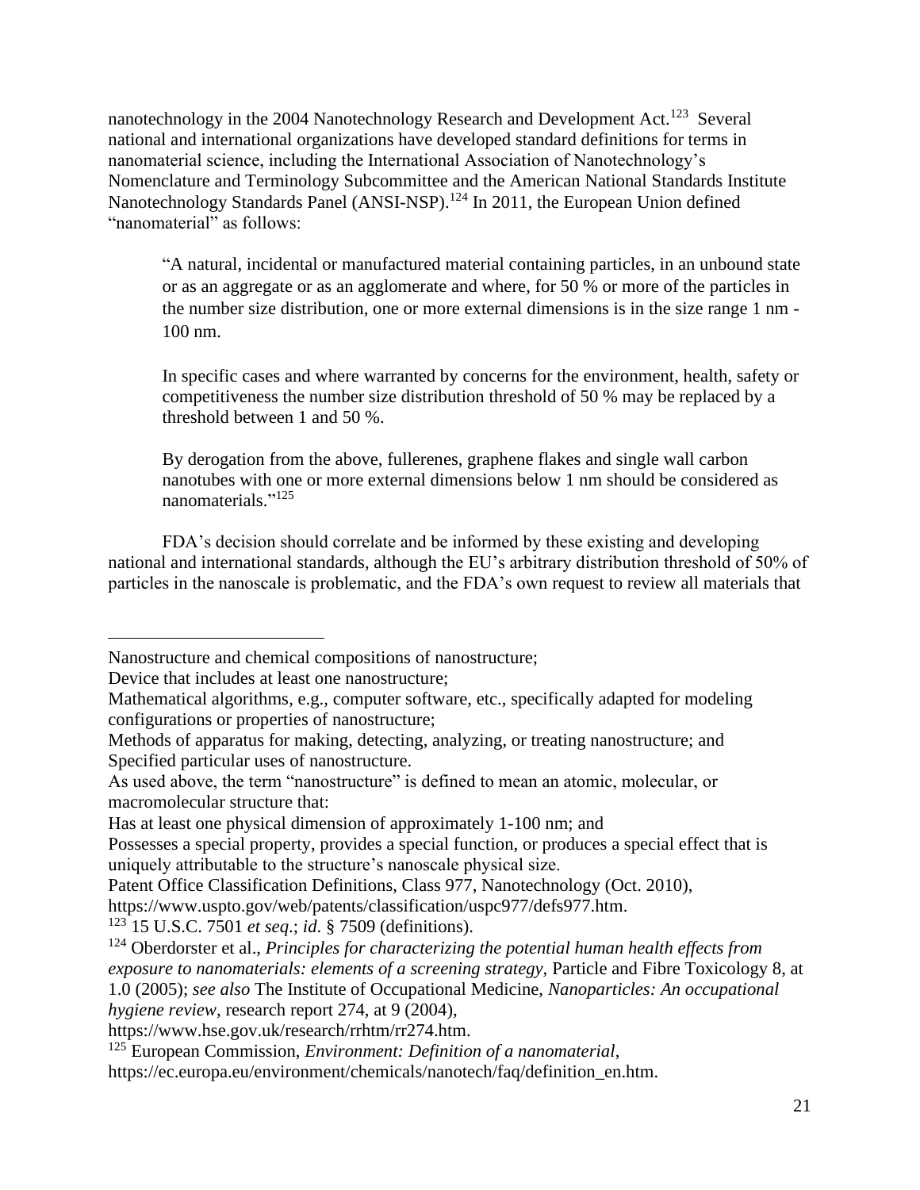nanotechnology in the 2004 Nanotechnology Research and Development Act.[123] Several national and international organizations have developed standard definitions for terms in nanomaterial science, including the International Association of Nanotechnology's Nomenclature and Terminology Subcommittee and the American National Standards Institute Nanotechnology Standards Panel (ANSI-NSP).[124] In 2011, the European Union defined "nanomaterial" as follows:

> "A natural, incidental or manufactured material containing particles, in an unbound state or as an aggregate or as an agglomerate and where, for 50 % or more of the particles in the number size distribution, one or more external dimensions is in the size range 1 nm - 100 nm.
>
> In specific cases and where warranted by concerns for the environment, health, safety or competitiveness the number size distribution threshold of 50 % may be replaced by a threshold between 1 and 50 %.
>
> By derogation from the above, fullerenes, graphene flakes and single wall carbon nanotubes with one or more external dimensions below 1 nm should be considered as nanomaterials."[125]

FDA's decision should correlate and be informed by these existing and developing national and international standards, although the EU's arbitrary distribution threshold of 50% of particles in the nanoscale is problematic, and the FDA's own request to review all materials that

---

Nanostructure and chemical compositions of nanostructure;

Device that includes at least one nanostructure;

Mathematical algorithms, e.g., computer software, etc., specifically adapted for modeling configurations or properties of nanostructure;

Methods of apparatus for making, detecting, analyzing, or treating nanostructure; and Specified particular uses of nanostructure.

As used above, the term "nanostructure" is defined to mean an atomic, molecular, or macromolecular structure that:

Has at least one physical dimension of approximately 1-100 nm; and

Possesses a special property, provides a special function, or produces a special effect that is uniquely attributable to the structure's nanoscale physical size.

Patent Office Classification Definitions, Class 977, Nanotechnology (Oct. 2010), https://www.uspto.gov/web/patents/classification/uspc977/defs977.htm.

[123] 15 U.S.C. 7501 *et seq*.; *id*. § 7509 (definitions).

[124] Oberdorster et al., *Principles for characterizing the potential human health effects from exposure to nanomaterials: elements of a screening strategy*, Particle and Fibre Toxicology 8, at 1.0 (2005); *see also* The Institute of Occupational Medicine, *Nanoparticles: An occupational hygiene review*, research report 274, at 9 (2004), https://www.hse.gov.uk/research/rrhtm/rr274.htm.

[125] European Commission, *Environment: Definition of a nanomaterial*, https://ec.europa.eu/environment/chemicals/nanotech/faq/definition_en.htm.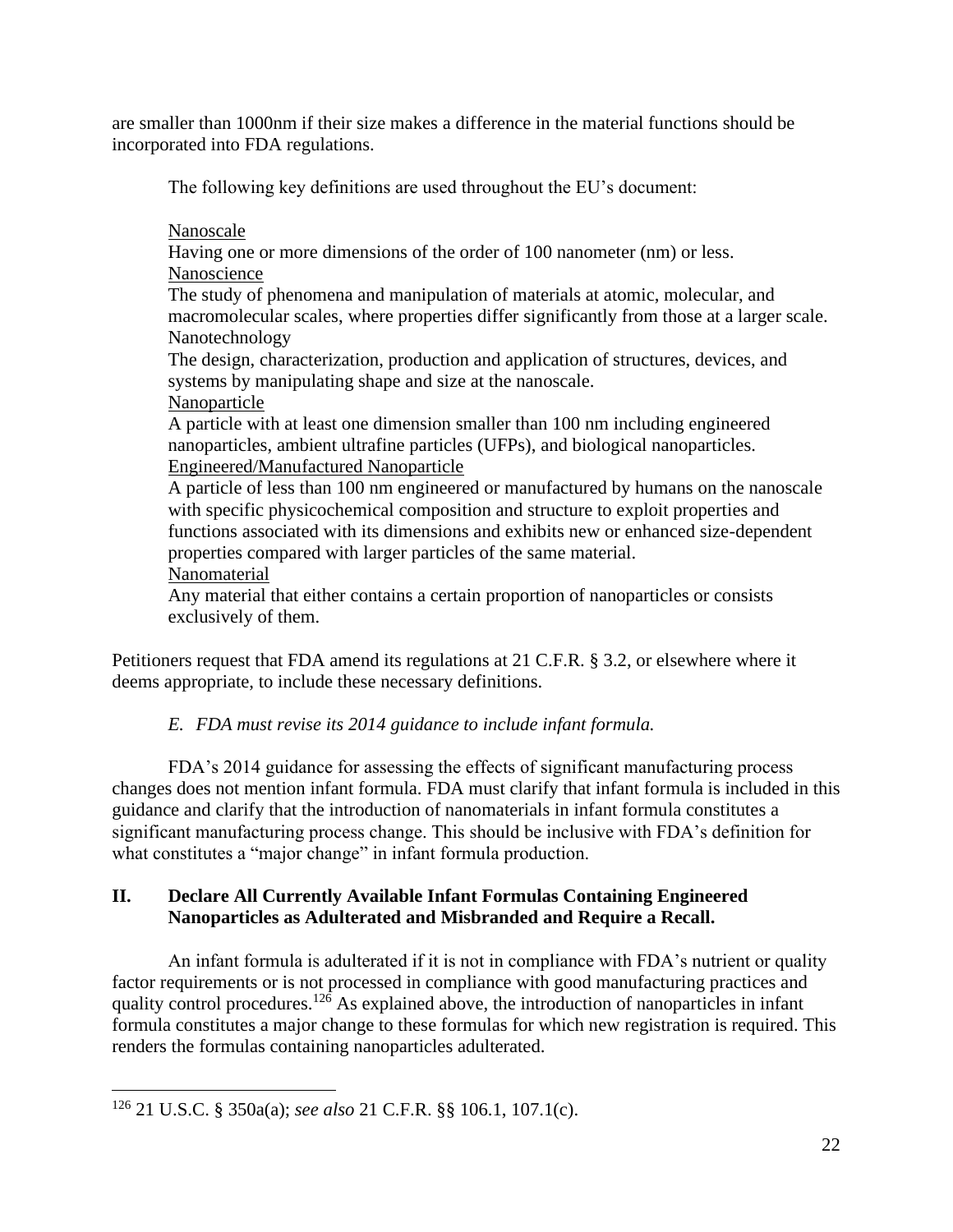are smaller than 1000nm if their size makes a difference in the material functions should be incorporated into FDA regulations.

The following key definitions are used throughout the EU's document:

> Nanoscale
> Having one or more dimensions of the order of 100 nanometer (nm) or less.
> Nanoscience
> The study of phenomena and manipulation of materials at atomic, molecular, and macromolecular scales, where properties differ significantly from those at a larger scale.
> Nanotechnology
> The design, characterization, production and application of structures, devices, and systems by manipulating shape and size at the nanoscale.
> Nanoparticle
> A particle with at least one dimension smaller than 100 nm including engineered nanoparticles, ambient ultrafine particles (UFPs), and biological nanoparticles.
> Engineered/Manufactured Nanoparticle
> A particle of less than 100 nm engineered or manufactured by humans on the nanoscale with specific physicochemical composition and structure to exploit properties and functions associated with its dimensions and exhibits new or enhanced size-dependent properties compared with larger particles of the same material.
> Nanomaterial
> Any material that either contains a certain proportion of nanoparticles or consists exclusively of them.

Petitioners request that FDA amend its regulations at 21 C.F.R. § 3.2, or elsewhere where it deems appropriate, to include these necessary definitions.

*E. FDA must revise its 2014 guidance to include infant formula.*

FDA's 2014 guidance for assessing the effects of significant manufacturing process changes does not mention infant formula. FDA must clarify that infant formula is included in this guidance and clarify that the introduction of nanomaterials in infant formula constitutes a significant manufacturing process change. This should be inclusive with FDA's definition for what constitutes a "major change" in infant formula production.

## II. Declare All Currently Available Infant Formulas Containing Engineered Nanoparticles as Adulterated and Misbranded and Require a Recall.

An infant formula is adulterated if it is not in compliance with FDA's nutrient or quality factor requirements or is not processed in compliance with good manufacturing practices and quality control procedures.[126] As explained above, the introduction of nanoparticles in infant formula constitutes a major change to these formulas for which new registration is required. This renders the formulas containing nanoparticles adulterated.

[126] 21 U.S.C. § 350a(a); *see also* 21 C.F.R. §§ 106.1, 107.1(c).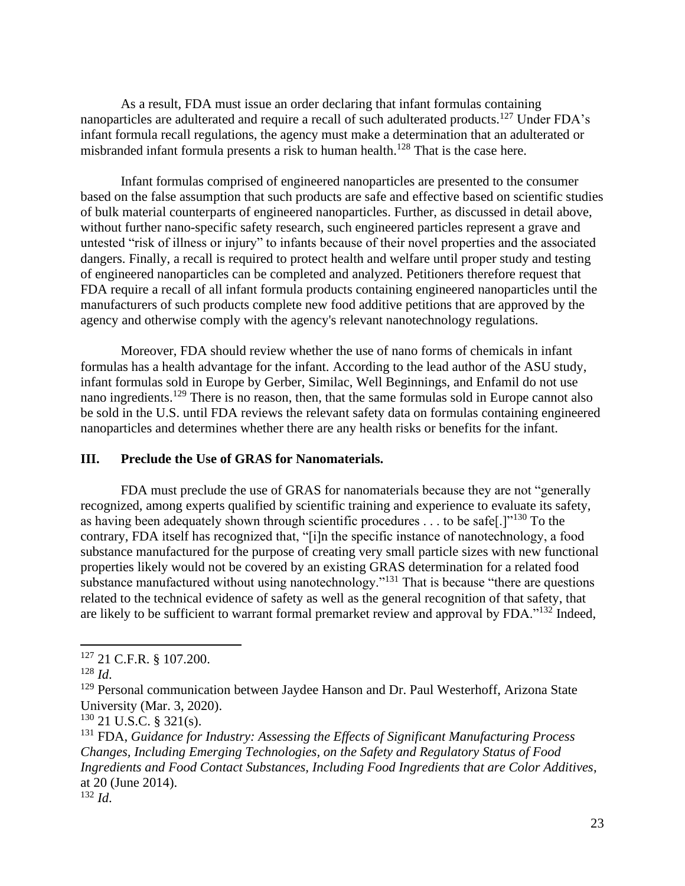As a result, FDA must issue an order declaring that infant formulas containing nanoparticles are adulterated and require a recall of such adulterated products.[127] Under FDA's infant formula recall regulations, the agency must make a determination that an adulterated or misbranded infant formula presents a risk to human health.[128] That is the case here.

Infant formulas comprised of engineered nanoparticles are presented to the consumer based on the false assumption that such products are safe and effective based on scientific studies of bulk material counterparts of engineered nanoparticles. Further, as discussed in detail above, without further nano-specific safety research, such engineered particles represent a grave and untested "risk of illness or injury" to infants because of their novel properties and the associated dangers. Finally, a recall is required to protect health and welfare until proper study and testing of engineered nanoparticles can be completed and analyzed. Petitioners therefore request that FDA require a recall of all infant formula products containing engineered nanoparticles until the manufacturers of such products complete new food additive petitions that are approved by the agency and otherwise comply with the agency's relevant nanotechnology regulations.

Moreover, FDA should review whether the use of nano forms of chemicals in infant formulas has a health advantage for the infant. According to the lead author of the ASU study, infant formulas sold in Europe by Gerber, Similac, Well Beginnings, and Enfamil do not use nano ingredients.[129] There is no reason, then, that the same formulas sold in Europe cannot also be sold in the U.S. until FDA reviews the relevant safety data on formulas containing engineered nanoparticles and determines whether there are any health risks or benefits for the infant.

## III. Preclude the Use of GRAS for Nanomaterials.

FDA must preclude the use of GRAS for nanomaterials because they are not "generally recognized, among experts qualified by scientific training and experience to evaluate its safety, as having been adequately shown through scientific procedures . . . to be safe[.]"[130] To the contrary, FDA itself has recognized that, "[i]n the specific instance of nanotechnology, a food substance manufactured for the purpose of creating very small particle sizes with new functional properties likely would not be covered by an existing GRAS determination for a related food substance manufactured without using nanotechnology."[131] That is because "there are questions related to the technical evidence of safety as well as the general recognition of that safety, that are likely to be sufficient to warrant formal premarket review and approval by FDA."[132] Indeed,

---

[127] 21 C.F.R. § 107.200.

[128] *Id.*

[129] Personal communication between Jaydee Hanson and Dr. Paul Westerhoff, Arizona State University (Mar. 3, 2020).

[130] 21 U.S.C. § 321(s).

[131] FDA, *Guidance for Industry: Assessing the Effects of Significant Manufacturing Process Changes, Including Emerging Technologies, on the Safety and Regulatory Status of Food Ingredients and Food Contact Substances, Including Food Ingredients that are Color Additives*, at 20 (June 2014).

[132] *Id.*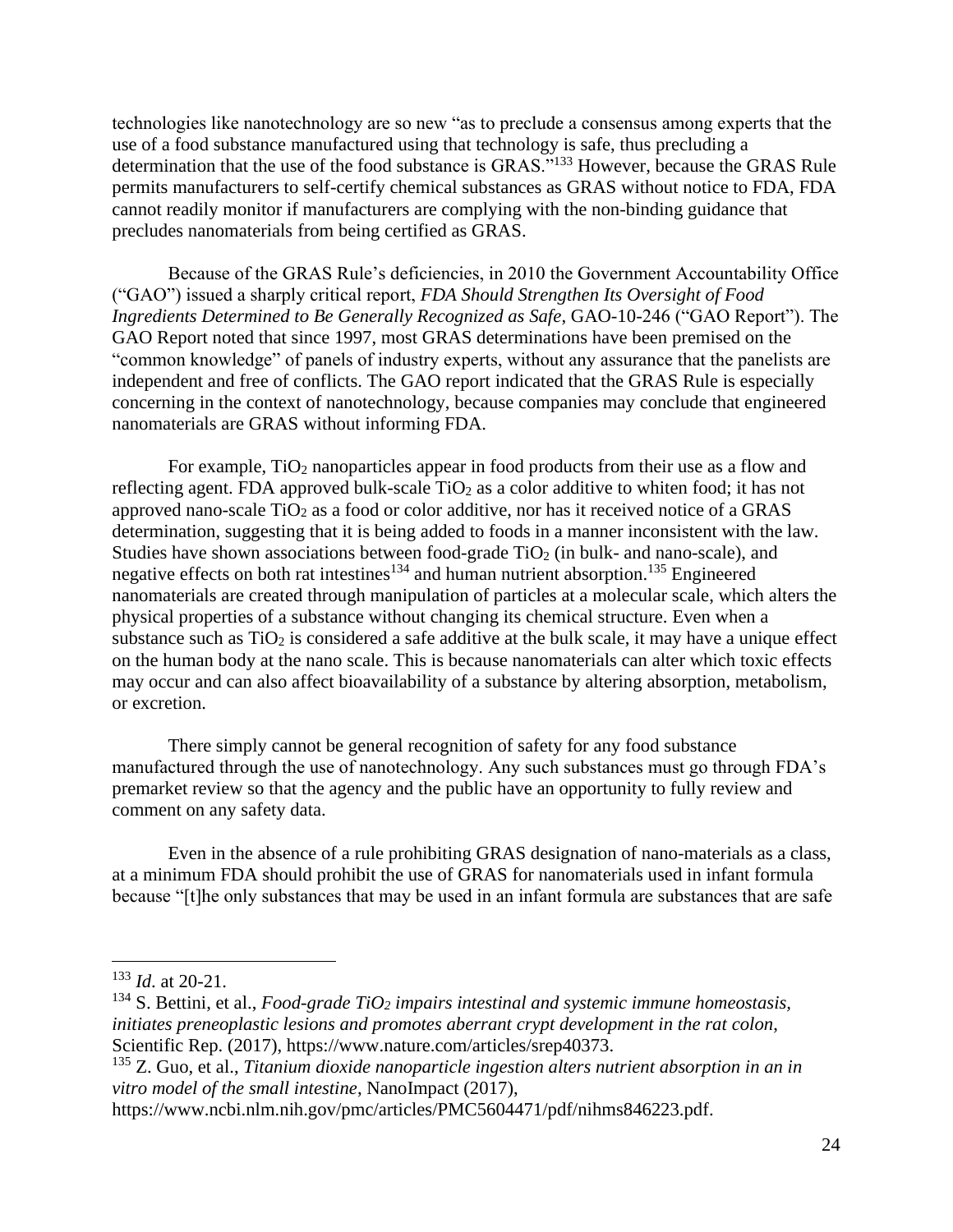technologies like nanotechnology are so new "as to preclude a consensus among experts that the use of a food substance manufactured using that technology is safe, thus precluding a determination that the use of the food substance is GRAS."[133] However, because the GRAS Rule permits manufacturers to self-certify chemical substances as GRAS without notice to FDA, FDA cannot readily monitor if manufacturers are complying with the non-binding guidance that precludes nanomaterials from being certified as GRAS.

Because of the GRAS Rule's deficiencies, in 2010 the Government Accountability Office ("GAO") issued a sharply critical report, *FDA Should Strengthen Its Oversight of Food Ingredients Determined to Be Generally Recognized as Safe*, GAO-10-246 ("GAO Report"). The GAO Report noted that since 1997, most GRAS determinations have been premised on the "common knowledge" of panels of industry experts, without any assurance that the panelists are independent and free of conflicts. The GAO report indicated that the GRAS Rule is especially concerning in the context of nanotechnology, because companies may conclude that engineered nanomaterials are GRAS without informing FDA.

For example, $TiO_2$ nanoparticles appear in food products from their use as a flow and reflecting agent. FDA approved bulk-scale $TiO_2$ as a color additive to whiten food; it has not approved nano-scale $TiO_2$ as a food or color additive, nor has it received notice of a GRAS determination, suggesting that it is being added to foods in a manner inconsistent with the law. Studies have shown associations between food-grade $TiO_2$ (in bulk- and nano-scale), and negative effects on both rat intestines[134] and human nutrient absorption.[135] Engineered nanomaterials are created through manipulation of particles at a molecular scale, which alters the physical properties of a substance without changing its chemical structure. Even when a substance such as $TiO_2$ is considered a safe additive at the bulk scale, it may have a unique effect on the human body at the nano scale. This is because nanomaterials can alter which toxic effects may occur and can also affect bioavailability of a substance by altering absorption, metabolism, or excretion.

There simply cannot be general recognition of safety for any food substance manufactured through the use of nanotechnology. Any such substances must go through FDA's premarket review so that the agency and the public have an opportunity to fully review and comment on any safety data.

Even in the absence of a rule prohibiting GRAS designation of nano-materials as a class, at a minimum FDA should prohibit the use of GRAS for nanomaterials used in infant formula because "[t]he only substances that may be used in an infant formula are substances that are safe

---

[133] *Id*. at 20-21.

[134] S. Bettini, et al., *Food-grade $TiO_2$ impairs intestinal and systemic immune homeostasis, initiates preneoplastic lesions and promotes aberrant crypt development in the rat colon*, Scientific Rep. (2017), https://www.nature.com/articles/srep40373.

[135] Z. Guo, et al., *Titanium dioxide nanoparticle ingestion alters nutrient absorption in an in vitro model of the small intestine*, NanoImpact (2017), https://www.ncbi.nlm.nih.gov/pmc/articles/PMC5604471/pdf/nihms846223.pdf.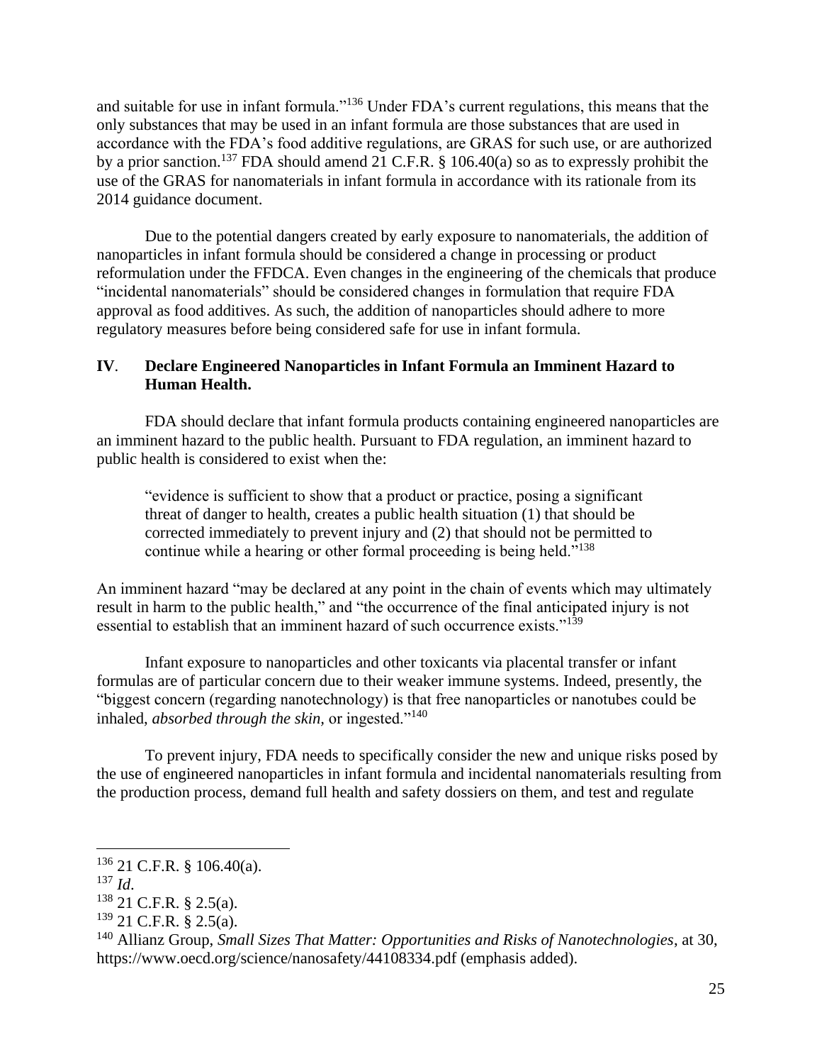and suitable for use in infant formula."[136] Under FDA's current regulations, this means that the only substances that may be used in an infant formula are those substances that are used in accordance with the FDA's food additive regulations, are GRAS for such use, or are authorized by a prior sanction.[137] FDA should amend 21 C.F.R. § 106.40(a) so as to expressly prohibit the use of the GRAS for nanomaterials in infant formula in accordance with its rationale from its 2014 guidance document.

Due to the potential dangers created by early exposure to nanomaterials, the addition of nanoparticles in infant formula should be considered a change in processing or product reformulation under the FFDCA. Even changes in the engineering of the chemicals that produce "incidental nanomaterials" should be considered changes in formulation that require FDA approval as food additives. As such, the addition of nanoparticles should adhere to more regulatory measures before being considered safe for use in infant formula.

## IV. Declare Engineered Nanoparticles in Infant Formula an Imminent Hazard to Human Health.

FDA should declare that infant formula products containing engineered nanoparticles are an imminent hazard to the public health. Pursuant to FDA regulation, an imminent hazard to public health is considered to exist when the:

> "evidence is sufficient to show that a product or practice, posing a significant threat of danger to health, creates a public health situation (1) that should be corrected immediately to prevent injury and (2) that should not be permitted to continue while a hearing or other formal proceeding is being held."[138]

An imminent hazard "may be declared at any point in the chain of events which may ultimately result in harm to the public health," and "the occurrence of the final anticipated injury is not essential to establish that an imminent hazard of such occurrence exists."[139]

Infant exposure to nanoparticles and other toxicants via placental transfer or infant formulas are of particular concern due to their weaker immune systems. Indeed, presently, the "biggest concern (regarding nanotechnology) is that free nanoparticles or nanotubes could be inhaled, *absorbed through the skin*, or ingested."[140]

To prevent injury, FDA needs to specifically consider the new and unique risks posed by the use of engineered nanoparticles in infant formula and incidental nanomaterials resulting from the production process, demand full health and safety dossiers on them, and test and regulate

---

[136] 21 C.F.R. § 106.40(a).

[137] *Id.*

[138] 21 C.F.R. § 2.5(a).

[139] 21 C.F.R. § 2.5(a).

[140] Allianz Group, *Small Sizes That Matter: Opportunities and Risks of Nanotechnologies*, at 30, https://www.oecd.org/science/nanosafety/44108334.pdf (emphasis added).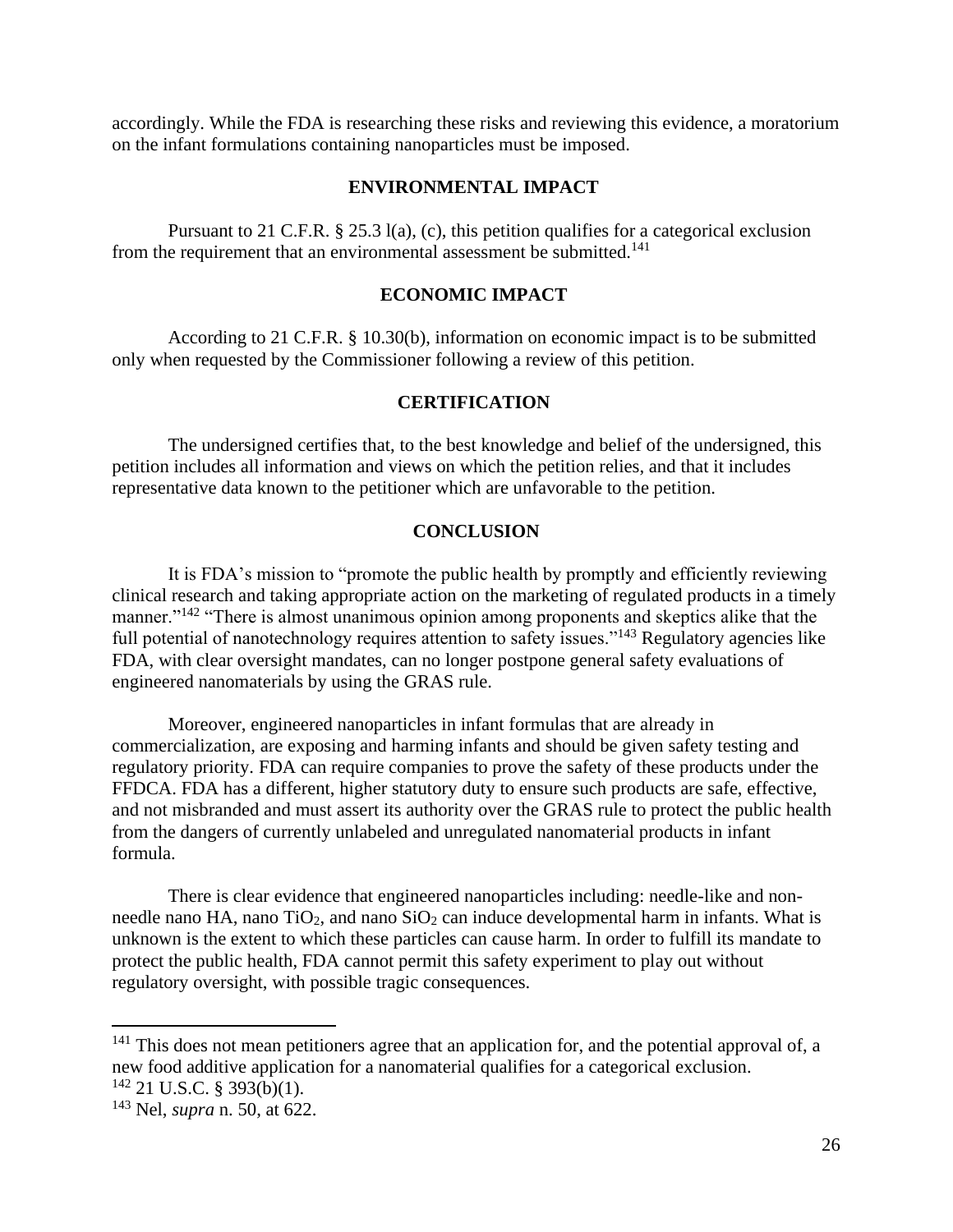accordingly. While the FDA is researching these risks and reviewing this evidence, a moratorium on the infant formulations containing nanoparticles must be imposed.

## ENVIRONMENTAL IMPACT

Pursuant to 21 C.F.R. § 25.3 l(a), (c), this petition qualifies for a categorical exclusion from the requirement that an environmental assessment be submitted.[141]

## ECONOMIC IMPACT

According to 21 C.F.R. § 10.30(b), information on economic impact is to be submitted only when requested by the Commissioner following a review of this petition.

## CERTIFICATION

The undersigned certifies that, to the best knowledge and belief of the undersigned, this petition includes all information and views on which the petition relies, and that it includes representative data known to the petitioner which are unfavorable to the petition.

## CONCLUSION

It is FDA's mission to "promote the public health by promptly and efficiently reviewing clinical research and taking appropriate action on the marketing of regulated products in a timely manner."[142] "There is almost unanimous opinion among proponents and skeptics alike that the full potential of nanotechnology requires attention to safety issues."[143] Regulatory agencies like FDA, with clear oversight mandates, can no longer postpone general safety evaluations of engineered nanomaterials by using the GRAS rule.

Moreover, engineered nanoparticles in infant formulas that are already in commercialization, are exposing and harming infants and should be given safety testing and regulatory priority. FDA can require companies to prove the safety of these products under the FFDCA. FDA has a different, higher statutory duty to ensure such products are safe, effective, and not misbranded and must assert its authority over the GRAS rule to protect the public health from the dangers of currently unlabeled and unregulated nanomaterial products in infant formula.

There is clear evidence that engineered nanoparticles including: needle-like and non-needle nano HA, nano $TiO_2$, and nano $SiO_2$ can induce developmental harm in infants. What is unknown is the extent to which these particles can cause harm. In order to fulfill its mandate to protect the public health, FDA cannot permit this safety experiment to play out without regulatory oversight, with possible tragic consequences.

---

[141] This does not mean petitioners agree that an application for, and the potential approval of, a new food additive application for a nanomaterial qualifies for a categorical exclusion.

[142] 21 U.S.C. § 393(b)(1).

[143] Nel, *supra* n. 50, at 622.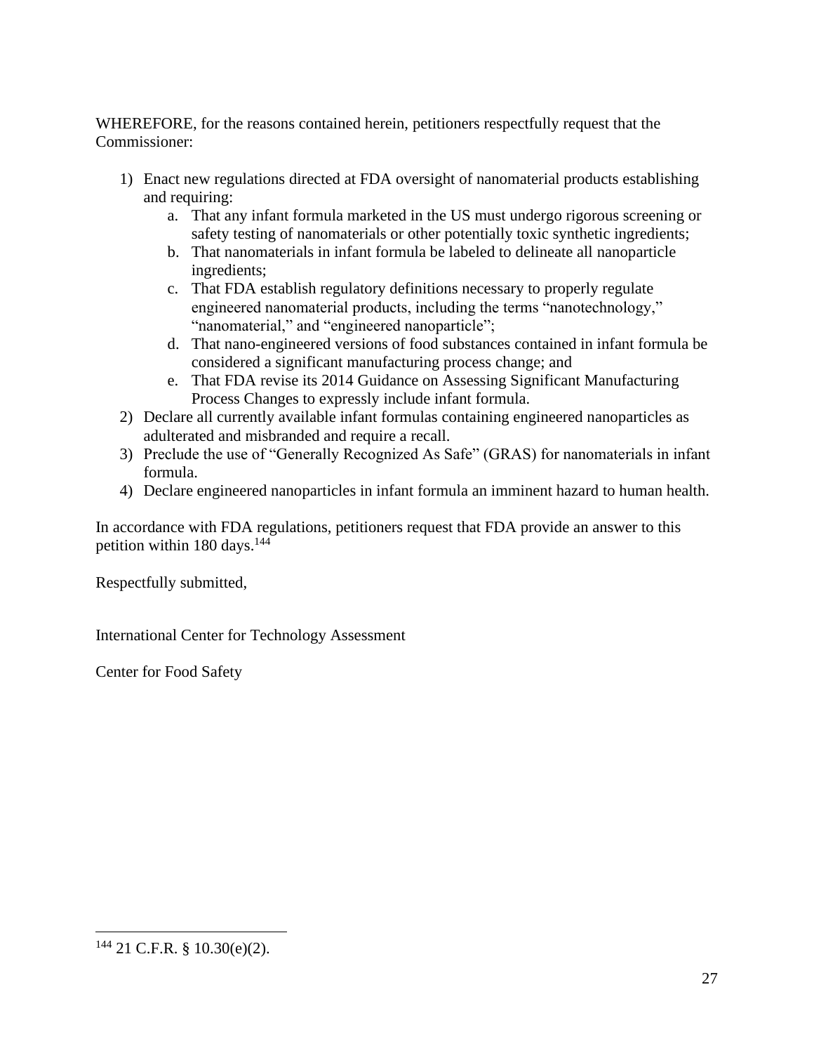WHEREFORE, for the reasons contained herein, petitioners respectfully request that the Commissioner:

1) Enact new regulations directed at FDA oversight of nanomaterial products establishing and requiring:
    a. That any infant formula marketed in the US must undergo rigorous screening or safety testing of nanomaterials or other potentially toxic synthetic ingredients;
    b. That nanomaterials in infant formula be labeled to delineate all nanoparticle ingredients;
    c. That FDA establish regulatory definitions necessary to properly regulate engineered nanomaterial products, including the terms "nanotechnology," "nanomaterial," and "engineered nanoparticle";
    d. That nano-engineered versions of food substances contained in infant formula be considered a significant manufacturing process change; and
    e. That FDA revise its 2014 Guidance on Assessing Significant Manufacturing Process Changes to expressly include infant formula.
2) Declare all currently available infant formulas containing engineered nanoparticles as adulterated and misbranded and require a recall.
3) Preclude the use of "Generally Recognized As Safe" (GRAS) for nanomaterials in infant formula.
4) Declare engineered nanoparticles in infant formula an imminent hazard to human health.

In accordance with FDA regulations, petitioners request that FDA provide an answer to this petition within 180 days.[144]

Respectfully submitted,

International Center for Technology Assessment

Center for Food Safety

---

[144] 21 C.F.R. § 10.30(e)(2).